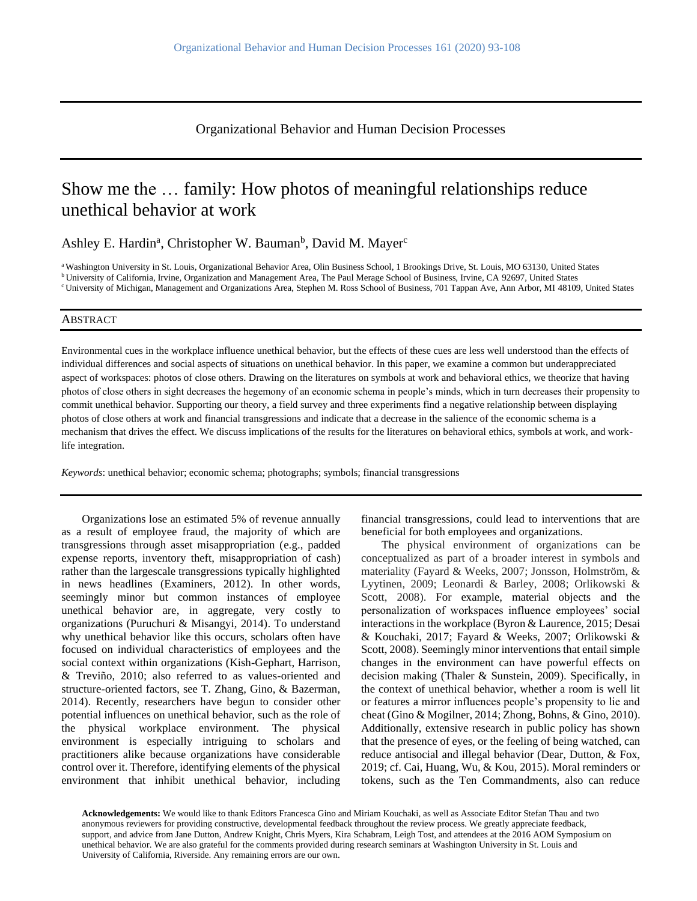# Show me the … family: How photos of meaningful relationships reduce unethical behavior at work

Ashley E. Hardin[a], Christopher W. Bauman[b], David M. Mayer[c]

[a] Washington University in St. Louis, Organizational Behavior Area, Olin Business School, 1 Brookings Drive, St. Louis, MO 63130, United States
[b] University of California, Irvine, Organization and Management Area, The Paul Merage School of Business, Irvine, CA 92697, United States
[c] University of Michigan, Management and Organizations Area, Stephen M. Ross School of Business, 701 Tappan Ave, Ann Arbor, MI 48109, United States

## Abstract

Environmental cues in the workplace influence unethical behavior, but the effects of these cues are less well understood than the effects of individual differences and social aspects of situations on unethical behavior. In this paper, we examine a common but underappreciated aspect of workspaces: photos of close others. Drawing on the literatures on symbols at work and behavioral ethics, we theorize that having photos of close others in sight decreases the hegemony of an economic schema in people's minds, which in turn decreases their propensity to commit unethical behavior. Supporting our theory, a field survey and three experiments find a negative relationship between displaying photos of close others at work and financial transgressions and indicate that a decrease in the salience of the economic schema is a mechanism that drives the effect. We discuss implications of the results for the literatures on behavioral ethics, symbols at work, and work-life integration.

*Keywords*: unethical behavior; economic schema; photographs; symbols; financial transgressions

Organizations lose an estimated 5% of revenue annually as a result of employee fraud, the majority of which are transgressions through asset misappropriation (e.g., padded expense reports, inventory theft, misappropriation of cash) rather than the largescale transgressions typically highlighted in news headlines (Examiners, 2012). In other words, seemingly minor but common instances of employee unethical behavior are, in aggregate, very costly to organizations (Puruchuri & Misangyi, 2014). To understand why unethical behavior like this occurs, scholars often have focused on individual characteristics of employees and the social context within organizations (Kish-Gephart, Harrison, & Treviño, 2010; also referred to as values-oriented and structure-oriented factors, see T. Zhang, Gino, & Bazerman, 2014). Recently, researchers have begun to consider other potential influences on unethical behavior, such as the role of the physical workplace environment. The physical environment is especially intriguing to scholars and practitioners alike because organizations have considerable control over it. Therefore, identifying elements of the physical environment that inhibit unethical behavior, including financial transgressions, could lead to interventions that are beneficial for both employees and organizations.

The physical environment of organizations can be conceptualized as part of a broader interest in symbols and materiality (Fayard & Weeks, 2007; Jonsson, Holmström, & Lyytinen, 2009; Leonardi & Barley, 2008; Orlikowski & Scott, 2008). For example, material objects and the personalization of workspaces influence employees' social interactions in the workplace (Byron & Laurence, 2015; Desai & Kouchaki, 2017; Fayard & Weeks, 2007; Orlikowski & Scott, 2008). Seemingly minor interventions that entail simple changes in the environment can have powerful effects on decision making (Thaler & Sunstein, 2009). Specifically, in the context of unethical behavior, whether a room is well lit or features a mirror influences people's propensity to lie and cheat (Gino & Mogilner, 2014; Zhong, Bohns, & Gino, 2010). Additionally, extensive research in public policy has shown that the presence of eyes, or the feeling of being watched, can reduce antisocial and illegal behavior (Dear, Dutton, & Fox, 2019; cf. Cai, Huang, Wu, & Kou, 2015). Moral reminders or tokens, such as the Ten Commandments, also can reduce

**Acknowledgements:** We would like to thank Editors Francesca Gino and Miriam Kouchaki, as well as Associate Editor Stefan Thau and two anonymous reviewers for providing constructive, developmental feedback throughout the review process. We greatly appreciate feedback, support, and advice from Jane Dutton, Andrew Knight, Chris Myers, Kira Schabram, Leigh Tost, and attendees at the 2016 AOM Symposium on unethical behavior. We are also grateful for the comments provided during research seminars at Washington University in St. Louis and University of California, Riverside. Any remaining errors are our own.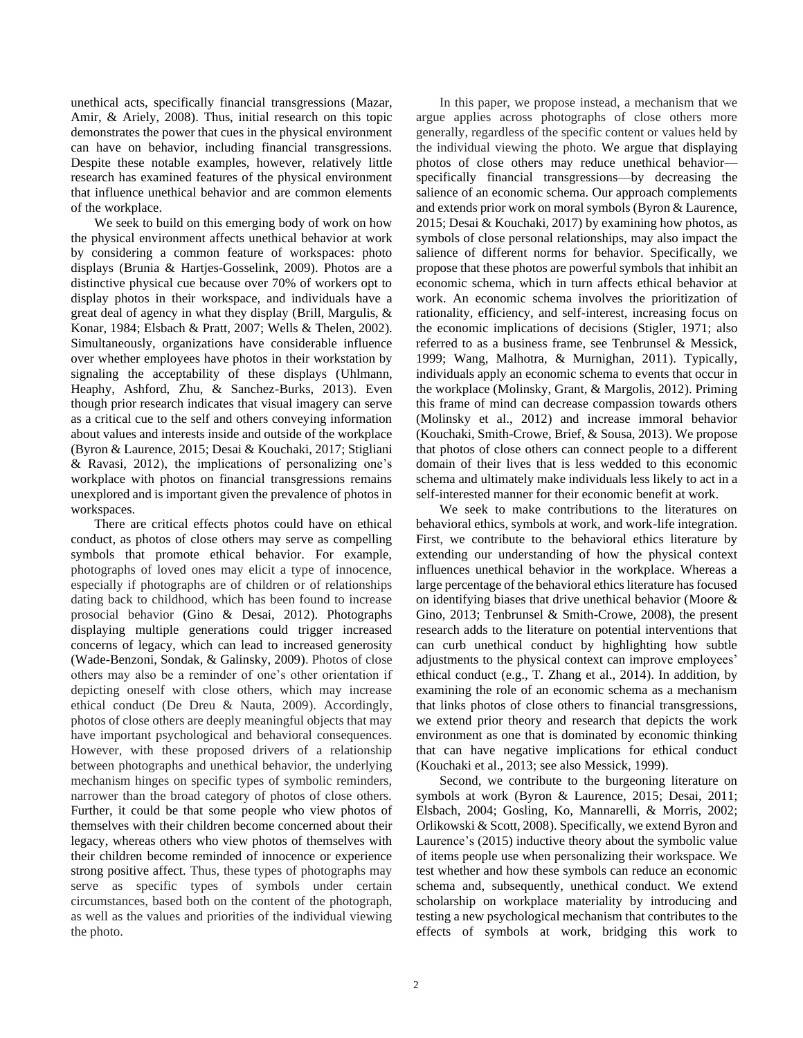unethical acts, specifically financial transgressions (Mazar, Amir, & Ariely, 2008). Thus, initial research on this topic demonstrates the power that cues in the physical environment can have on behavior, including financial transgressions. Despite these notable examples, however, relatively little research has examined features of the physical environment that influence unethical behavior and are common elements of the workplace.

We seek to build on this emerging body of work on how the physical environment affects unethical behavior at work by considering a common feature of workspaces: photo displays (Brunia & Hartjes-Gosselink, 2009). Photos are a distinctive physical cue because over 70% of workers opt to display photos in their workspace, and individuals have a great deal of agency in what they display (Brill, Margulis, & Konar, 1984; Elsbach & Pratt, 2007; Wells & Thelen, 2002). Simultaneously, organizations have considerable influence over whether employees have photos in their workstation by signaling the acceptability of these displays (Uhlmann, Heaphy, Ashford, Zhu, & Sanchez-Burks, 2013). Even though prior research indicates that visual imagery can serve as a critical cue to the self and others conveying information about values and interests inside and outside of the workplace (Byron & Laurence, 2015; Desai & Kouchaki, 2017; Stigliani & Ravasi, 2012), the implications of personalizing one's workplace with photos on financial transgressions remains unexplored and is important given the prevalence of photos in workspaces.

There are critical effects photos could have on ethical conduct, as photos of close others may serve as compelling symbols that promote ethical behavior. For example, photographs of loved ones may elicit a type of innocence, especially if photographs are of children or of relationships dating back to childhood, which has been found to increase prosocial behavior (Gino & Desai, 2012). Photographs displaying multiple generations could trigger increased concerns of legacy, which can lead to increased generosity (Wade-Benzoni, Sondak, & Galinsky, 2009). Photos of close others may also be a reminder of one's other orientation if depicting oneself with close others, which may increase ethical conduct (De Dreu & Nauta, 2009). Accordingly, photos of close others are deeply meaningful objects that may have important psychological and behavioral consequences. However, with these proposed drivers of a relationship between photographs and unethical behavior, the underlying mechanism hinges on specific types of symbolic reminders, narrower than the broad category of photos of close others. Further, it could be that some people who view photos of themselves with their children become concerned about their legacy, whereas others who view photos of themselves with their children become reminded of innocence or experience strong positive affect. Thus, these types of photographs may serve as specific types of symbols under certain circumstances, based both on the content of the photograph, as well as the values and priorities of the individual viewing the photo.

In this paper, we propose instead, a mechanism that we argue applies across photographs of close others more generally, regardless of the specific content or values held by the individual viewing the photo. We argue that displaying photos of close others may reduce unethical behavior—specifically financial transgressions—by decreasing the salience of an economic schema. Our approach complements and extends prior work on moral symbols (Byron & Laurence, 2015; Desai & Kouchaki, 2017) by examining how photos, as symbols of close personal relationships, may also impact the salience of different norms for behavior. Specifically, we propose that these photos are powerful symbols that inhibit an economic schema, which in turn affects ethical behavior at work. An economic schema involves the prioritization of rationality, efficiency, and self-interest, increasing focus on the economic implications of decisions (Stigler, 1971; also referred to as a business frame, see Tenbrunsel & Messick, 1999; Wang, Malhotra, & Murnighan, 2011). Typically, individuals apply an economic schema to events that occur in the workplace (Molinsky, Grant, & Margolis, 2012). Priming this frame of mind can decrease compassion towards others (Molinsky et al., 2012) and increase immoral behavior (Kouchaki, Smith-Crowe, Brief, & Sousa, 2013). We propose that photos of close others can connect people to a different domain of their lives that is less wedded to this economic schema and ultimately make individuals less likely to act in a self-interested manner for their economic benefit at work.

We seek to make contributions to the literatures on behavioral ethics, symbols at work, and work-life integration. First, we contribute to the behavioral ethics literature by extending our understanding of how the physical context influences unethical behavior in the workplace. Whereas a large percentage of the behavioral ethics literature has focused on identifying biases that drive unethical behavior (Moore & Gino, 2013; Tenbrunsel & Smith-Crowe, 2008), the present research adds to the literature on potential interventions that can curb unethical conduct by highlighting how subtle adjustments to the physical context can improve employees' ethical conduct (e.g., T. Zhang et al., 2014). In addition, by examining the role of an economic schema as a mechanism that links photos of close others to financial transgressions, we extend prior theory and research that depicts the work environment as one that is dominated by economic thinking that can have negative implications for ethical conduct (Kouchaki et al., 2013; see also Messick, 1999).

Second, we contribute to the burgeoning literature on symbols at work (Byron & Laurence, 2015; Desai, 2011; Elsbach, 2004; Gosling, Ko, Mannarelli, & Morris, 2002; Orlikowski & Scott, 2008). Specifically, we extend Byron and Laurence's (2015) inductive theory about the symbolic value of items people use when personalizing their workspace. We test whether and how these symbols can reduce an economic schema and, subsequently, unethical conduct. We extend scholarship on workplace materiality by introducing and testing a new psychological mechanism that contributes to the effects of symbols at work, bridging this work to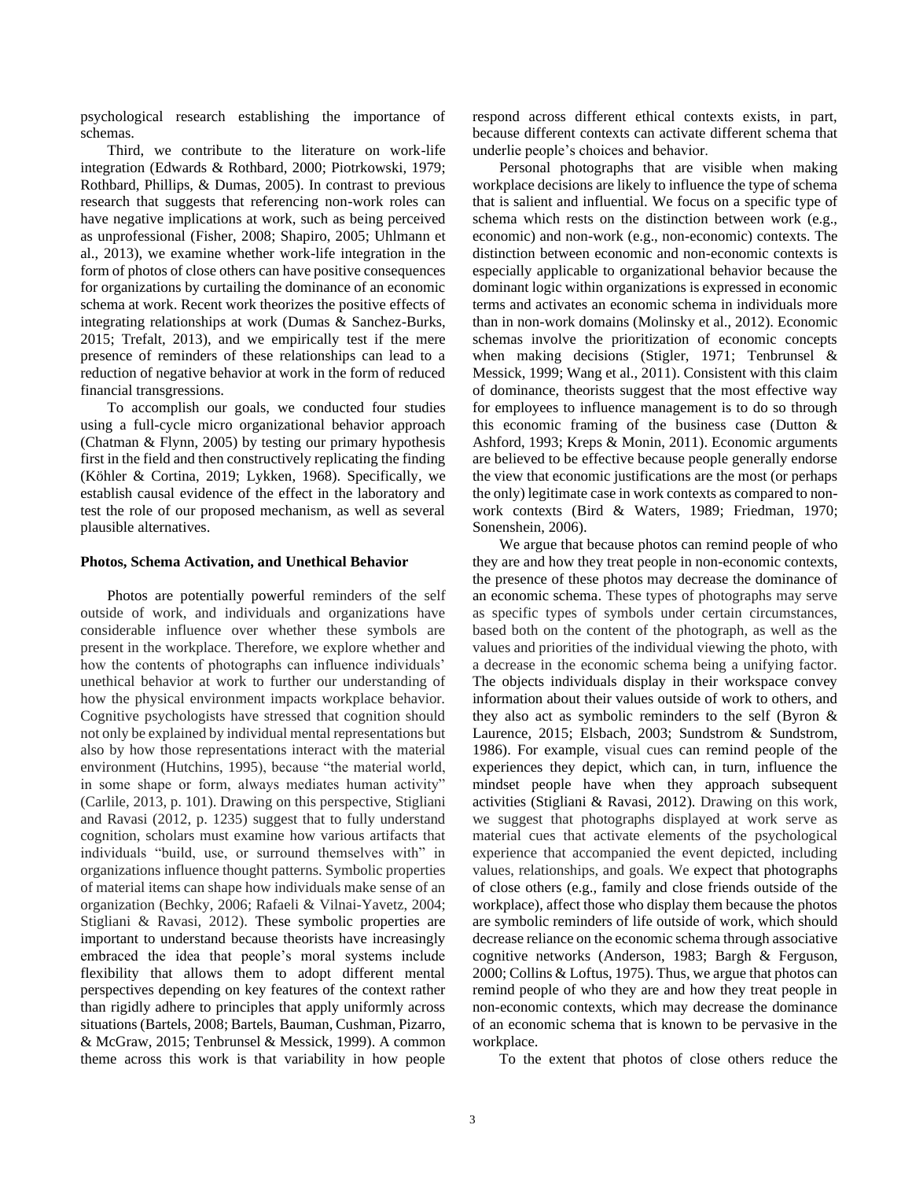psychological research establishing the importance of schemas.

Third, we contribute to the literature on work-life integration (Edwards & Rothbard, 2000; Piotrkowski, 1979; Rothbard, Phillips, & Dumas, 2005). In contrast to previous research that suggests that referencing non-work roles can have negative implications at work, such as being perceived as unprofessional (Fisher, 2008; Shapiro, 2005; Uhlmann et al., 2013), we examine whether work-life integration in the form of photos of close others can have positive consequences for organizations by curtailing the dominance of an economic schema at work. Recent work theorizes the positive effects of integrating relationships at work (Dumas & Sanchez-Burks, 2015; Trefalt, 2013), and we empirically test if the mere presence of reminders of these relationships can lead to a reduction of negative behavior at work in the form of reduced financial transgressions.

To accomplish our goals, we conducted four studies using a full-cycle micro organizational behavior approach (Chatman & Flynn, 2005) by testing our primary hypothesis first in the field and then constructively replicating the finding (Köhler & Cortina, 2019; Lykken, 1968). Specifically, we establish causal evidence of the effect in the laboratory and test the role of our proposed mechanism, as well as several plausible alternatives.

**Photos, Schema Activation, and Unethical Behavior**

Photos are potentially powerful reminders of the self outside of work, and individuals and organizations have considerable influence over whether these symbols are present in the workplace. Therefore, we explore whether and how the contents of photographs can influence individuals' unethical behavior at work to further our understanding of how the physical environment impacts workplace behavior. Cognitive psychologists have stressed that cognition should not only be explained by individual mental representations but also by how those representations interact with the material environment (Hutchins, 1995), because "the material world, in some shape or form, always mediates human activity" (Carlile, 2013, p. 101). Drawing on this perspective, Stigliani and Ravasi (2012, p. 1235) suggest that to fully understand cognition, scholars must examine how various artifacts that individuals "build, use, or surround themselves with" in organizations influence thought patterns. Symbolic properties of material items can shape how individuals make sense of an organization (Bechky, 2006; Rafaeli & Vilnai-Yavetz, 2004; Stigliani & Ravasi, 2012). These symbolic properties are important to understand because theorists have increasingly embraced the idea that people's moral systems include flexibility that allows them to adopt different mental perspectives depending on key features of the context rather than rigidly adhere to principles that apply uniformly across situations (Bartels, 2008; Bartels, Bauman, Cushman, Pizarro, & McGraw, 2015; Tenbrunsel & Messick, 1999). A common theme across this work is that variability in how people respond across different ethical contexts exists, in part, because different contexts can activate different schema that underlie people's choices and behavior.

Personal photographs that are visible when making workplace decisions are likely to influence the type of schema that is salient and influential. We focus on a specific type of schema which rests on the distinction between work (e.g., economic) and non-work (e.g., non-economic) contexts. The distinction between economic and non-economic contexts is especially applicable to organizational behavior because the dominant logic within organizations is expressed in economic terms and activates an economic schema in individuals more than in non-work domains (Molinsky et al., 2012). Economic schemas involve the prioritization of economic concepts when making decisions (Stigler, 1971; Tenbrunsel & Messick, 1999; Wang et al., 2011). Consistent with this claim of dominance, theorists suggest that the most effective way for employees to influence management is to do so through this economic framing of the business case (Dutton & Ashford, 1993; Kreps & Monin, 2011). Economic arguments are believed to be effective because people generally endorse the view that economic justifications are the most (or perhaps the only) legitimate case in work contexts as compared to non-work contexts (Bird & Waters, 1989; Friedman, 1970; Sonenshein, 2006).

We argue that because photos can remind people of who they are and how they treat people in non-economic contexts, the presence of these photos may decrease the dominance of an economic schema. These types of photographs may serve as specific types of symbols under certain circumstances, based both on the content of the photograph, as well as the values and priorities of the individual viewing the photo, with a decrease in the economic schema being a unifying factor. The objects individuals display in their workspace convey information about their values outside of work to others, and they also act as symbolic reminders to the self (Byron & Laurence, 2015; Elsbach, 2003; Sundstrom & Sundstrom, 1986). For example, visual cues can remind people of the experiences they depict, which can, in turn, influence the mindset people have when they approach subsequent activities (Stigliani & Ravasi, 2012). Drawing on this work, we suggest that photographs displayed at work serve as material cues that activate elements of the psychological experience that accompanied the event depicted, including values, relationships, and goals. We expect that photographs of close others (e.g., family and close friends outside of the workplace), affect those who display them because the photos are symbolic reminders of life outside of work, which should decrease reliance on the economic schema through associative cognitive networks (Anderson, 1983; Bargh & Ferguson, 2000; Collins & Loftus, 1975). Thus, we argue that photos can remind people of who they are and how they treat people in non-economic contexts, which may decrease the dominance of an economic schema that is known to be pervasive in the workplace.

To the extent that photos of close others reduce the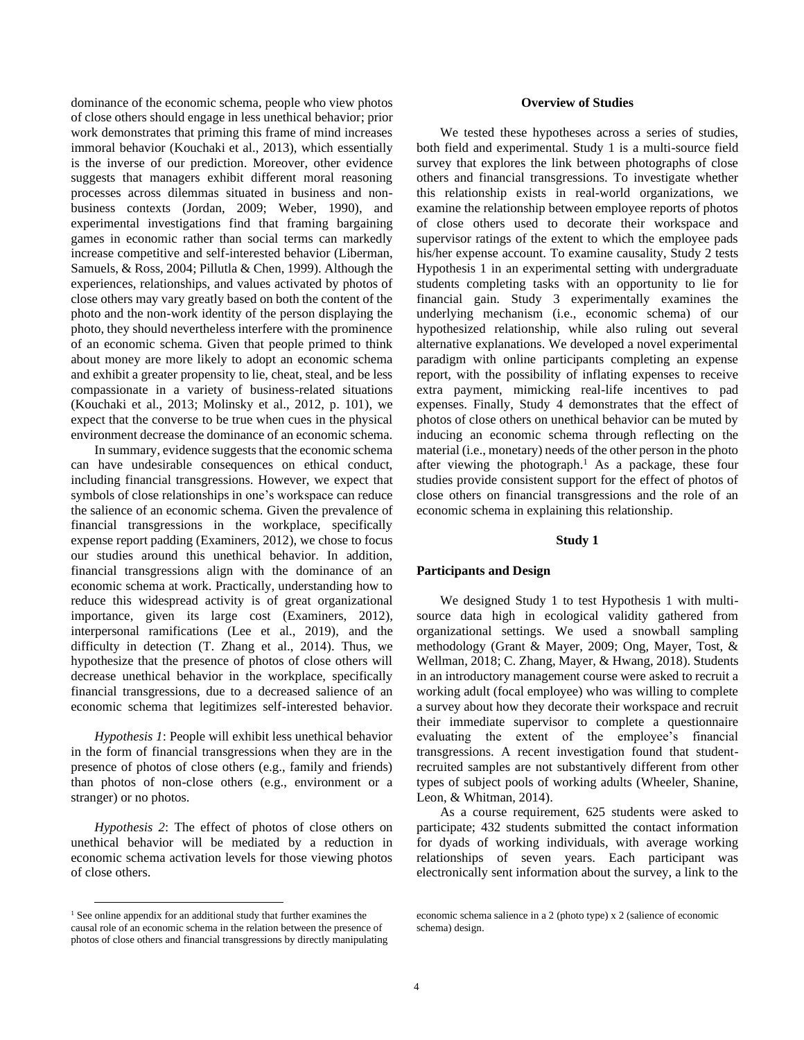dominance of the economic schema, people who view photos of close others should engage in less unethical behavior; prior work demonstrates that priming this frame of mind increases immoral behavior (Kouchaki et al., 2013), which essentially is the inverse of our prediction. Moreover, other evidence suggests that managers exhibit different moral reasoning processes across dilemmas situated in business and non-business contexts (Jordan, 2009; Weber, 1990), and experimental investigations find that framing bargaining games in economic rather than social terms can markedly increase competitive and self-interested behavior (Liberman, Samuels, & Ross, 2004; Pillutla & Chen, 1999). Although the experiences, relationships, and values activated by photos of close others may vary greatly based on both the content of the photo and the non-work identity of the person displaying the photo, they should nevertheless interfere with the prominence of an economic schema. Given that people primed to think about money are more likely to adopt an economic schema and exhibit a greater propensity to lie, cheat, steal, and be less compassionate in a variety of business-related situations (Kouchaki et al., 2013; Molinsky et al., 2012, p. 101), we expect that the converse to be true when cues in the physical environment decrease the dominance of an economic schema.

In summary, evidence suggests that the economic schema can have undesirable consequences on ethical conduct, including financial transgressions. However, we expect that symbols of close relationships in one's workspace can reduce the salience of an economic schema. Given the prevalence of financial transgressions in the workplace, specifically expense report padding (Examiners, 2012), we chose to focus our studies around this unethical behavior. In addition, financial transgressions align with the dominance of an economic schema at work. Practically, understanding how to reduce this widespread activity is of great organizational importance, given its large cost (Examiners, 2012), interpersonal ramifications (Lee et al., 2019), and the difficulty in detection (T. Zhang et al., 2014). Thus, we hypothesize that the presence of photos of close others will decrease unethical behavior in the workplace, specifically financial transgressions, due to a decreased salience of an economic schema that legitimizes self-interested behavior.

*Hypothesis 1*: People will exhibit less unethical behavior in the form of financial transgressions when they are in the presence of photos of close others (e.g., family and friends) than photos of non-close others (e.g., environment or a stranger) or no photos.

*Hypothesis 2*: The effect of photos of close others on unethical behavior will be mediated by a reduction in economic schema activation levels for those viewing photos of close others.

## Overview of Studies

We tested these hypotheses across a series of studies, both field and experimental. Study 1 is a multi-source field survey that explores the link between photographs of close others and financial transgressions. To investigate whether this relationship exists in real-world organizations, we examine the relationship between employee reports of photos of close others used to decorate their workspace and supervisor ratings of the extent to which the employee pads his/her expense account. To examine causality, Study 2 tests Hypothesis 1 in an experimental setting with undergraduate students completing tasks with an opportunity to lie for financial gain. Study 3 experimentally examines the underlying mechanism (i.e., economic schema) of our hypothesized relationship, while also ruling out several alternative explanations. We developed a novel experimental paradigm with online participants completing an expense report, with the possibility of inflating expenses to receive extra payment, mimicking real-life incentives to pad expenses. Finally, Study 4 demonstrates that the effect of photos of close others on unethical behavior can be muted by inducing an economic schema through reflecting on the material (i.e., monetary) needs of the other person in the photo after viewing the photograph.[1] As a package, these four studies provide consistent support for the effect of photos of close others on financial transgressions and the role of an economic schema in explaining this relationship.

## Study 1

### Participants and Design

We designed Study 1 to test Hypothesis 1 with multi-source data high in ecological validity gathered from organizational settings. We used a snowball sampling methodology (Grant & Mayer, 2009; Ong, Mayer, Tost, & Wellman, 2018; C. Zhang, Mayer, & Hwang, 2018). Students in an introductory management course were asked to recruit a working adult (focal employee) who was willing to complete a survey about how they decorate their workspace and recruit their immediate supervisor to complete a questionnaire evaluating the extent of the employee's financial transgressions. A recent investigation found that student-recruited samples are not substantively different from other types of subject pools of working adults (Wheeler, Shanine, Leon, & Whitman, 2014).

As a course requirement, 625 students were asked to participate; 432 students submitted the contact information for dyads of working individuals, with average working relationships of seven years. Each participant was electronically sent information about the survey, a link to the

---

[1] See online appendix for an additional study that further examines the causal role of an economic schema in the relation between the presence of photos of close others and financial transgressions by directly manipulating economic schema salience in a 2 (photo type) x 2 (salience of economic schema) design.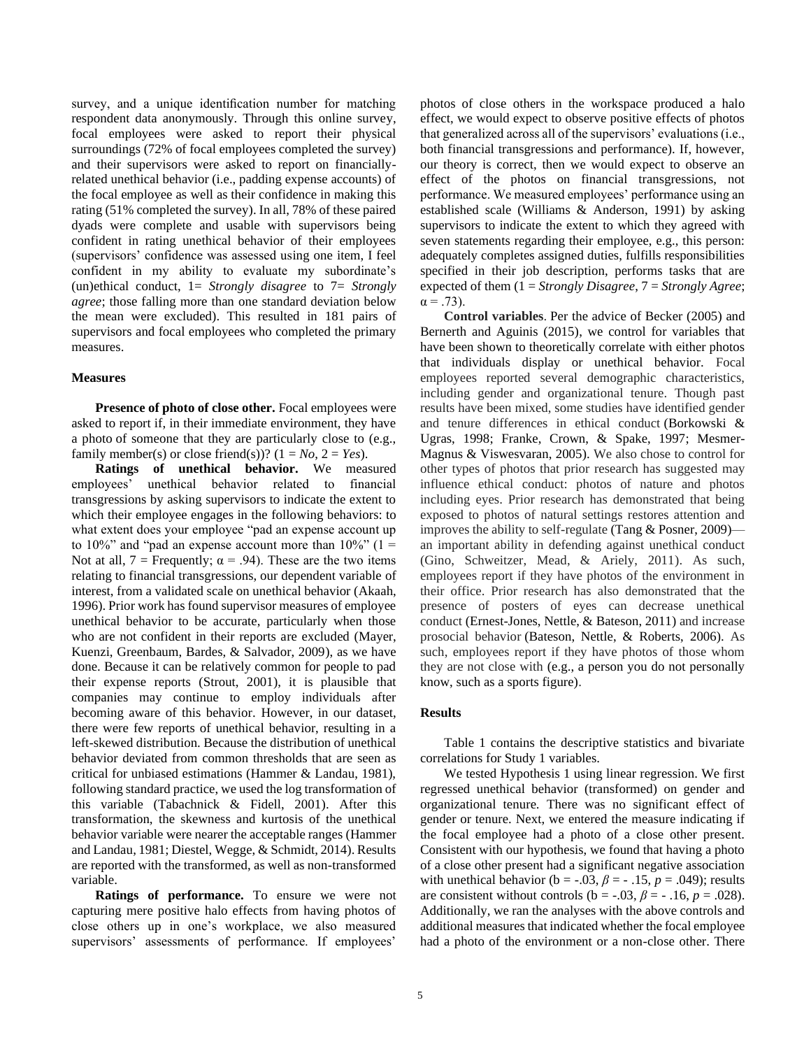survey, and a unique identification number for matching respondent data anonymously. Through this online survey, focal employees were asked to report their physical surroundings (72% of focal employees completed the survey) and their supervisors were asked to report on financially-related unethical behavior (i.e., padding expense accounts) of the focal employee as well as their confidence in making this rating (51% completed the survey). In all, 78% of these paired dyads were complete and usable with supervisors being confident in rating unethical behavior of their employees (supervisors' confidence was assessed using one item, I feel confident in my ability to evaluate my subordinate's (un)ethical conduct, 1= *Strongly disagree* to 7= *Strongly agree*; those falling more than one standard deviation below the mean were excluded). This resulted in 181 pairs of supervisors and focal employees who completed the primary measures.

### Measures

**Presence of photo of close other.** Focal employees were asked to report if, in their immediate environment, they have a photo of someone that they are particularly close to (e.g., family member(s) or close friend(s))? (1 = *No*, 2 = *Yes*).

**Ratings of unethical behavior.** We measured employees' unethical behavior related to financial transgressions by asking supervisors to indicate the extent to which their employee engages in the following behaviors: to what extent does your employee "pad an expense account up to 10%" and "pad an expense account more than 10%" (1 = Not at all, 7 = Frequently; $\alpha = .94$). These are the two items relating to financial transgressions, our dependent variable of interest, from a validated scale on unethical behavior (Akaah, 1996). Prior work has found supervisor measures of employee unethical behavior to be accurate, particularly when those who are not confident in their reports are excluded (Mayer, Kuenzi, Greenbaum, Bardes, & Salvador, 2009), as we have done. Because it can be relatively common for people to pad their expense reports (Strout, 2001), it is plausible that companies may continue to employ individuals after becoming aware of this behavior. However, in our dataset, there were few reports of unethical behavior, resulting in a left-skewed distribution. Because the distribution of unethical behavior deviated from common thresholds that are seen as critical for unbiased estimations (Hammer & Landau, 1981), following standard practice, we used the log transformation of this variable (Tabachnick & Fidell, 2001). After this transformation, the skewness and kurtosis of the unethical behavior variable were nearer the acceptable ranges (Hammer and Landau, 1981; Diestel, Wegge, & Schmidt, 2014). Results are reported with the transformed, as well as non-transformed variable.

**Ratings of performance.** To ensure we were not capturing mere positive halo effects from having photos of close others up in one's workplace, we also measured supervisors' assessments of performance. If employees' photos of close others in the workspace produced a halo effect, we would expect to observe positive effects of photos that generalized across all of the supervisors' evaluations (i.e., both financial transgressions and performance). If, however, our theory is correct, then we would expect to observe an effect of the photos on financial transgressions, not performance. We measured employees' performance using an established scale (Williams & Anderson, 1991) by asking supervisors to indicate the extent to which they agreed with seven statements regarding their employee, e.g., this person: adequately completes assigned duties, fulfills responsibilities specified in their job description, performs tasks that are expected of them (1 = *Strongly Disagree*, 7 = *Strongly Agree*; $\alpha = .73$).

**Control variables**. Per the advice of Becker (2005) and Bernerth and Aguinis (2015), we control for variables that have been shown to theoretically correlate with either photos that individuals display or unethical behavior. Focal employees reported several demographic characteristics, including gender and organizational tenure. Though past results have been mixed, some studies have identified gender and tenure differences in ethical conduct (Borkowski & Ugras, 1998; Franke, Crown, & Spake, 1997; Mesmer-Magnus & Viswesvaran, 2005). We also chose to control for other types of photos that prior research has suggested may influence ethical conduct: photos of nature and photos including eyes. Prior research has demonstrated that being exposed to photos of natural settings restores attention and improves the ability to self-regulate (Tang & Posner, 2009)—an important ability in defending against unethical conduct (Gino, Schweitzer, Mead, & Ariely, 2011). As such, employees report if they have photos of the environment in their office. Prior research has also demonstrated that the presence of posters of eyes can decrease unethical conduct (Ernest-Jones, Nettle, & Bateson, 2011) and increase prosocial behavior (Bateson, Nettle, & Roberts, 2006). As such, employees report if they have photos of those whom they are not close with (e.g., a person you do not personally know, such as a sports figure).

### Results

Table 1 contains the descriptive statistics and bivariate correlations for Study 1 variables.

We tested Hypothesis 1 using linear regression. We first regressed unethical behavior (transformed) on gender and organizational tenure. There was no significant effect of gender or tenure. Next, we entered the measure indicating if the focal employee had a photo of a close other present. Consistent with our hypothesis, we found that having a photo of a close other present had a significant negative association with unethical behavior (b = -.03, $\beta = -.15$, $p = .049$); results are consistent without controls (b = -.03, $\beta = -.16$, $p = .028$). Additionally, we ran the analyses with the above controls and additional measures that indicated whether the focal employee had a photo of the environment or a non-close other. There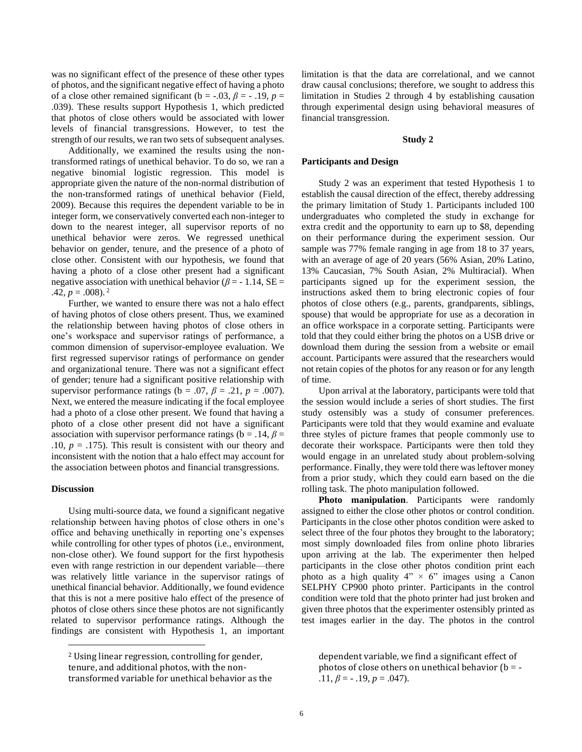was no significant effect of the presence of these other types of photos, and the significant negative effect of having a photo of a close other remained significant (b = -.03, $\beta$ = - .19, $p$ = .039). These results support Hypothesis 1, which predicted that photos of close others would be associated with lower levels of financial transgressions. However, to test the strength of our results, we ran two sets of subsequent analyses.

Additionally, we examined the results using the non-transformed ratings of unethical behavior. To do so, we ran a negative binomial logistic regression. This model is appropriate given the nature of the non-normal distribution of the non-transformed ratings of unethical behavior (Field, 2009). Because this requires the dependent variable to be in integer form, we conservatively converted each non-integer to down to the nearest integer, all supervisor reports of no unethical behavior were zeros. We regressed unethical behavior on gender, tenure, and the presence of a photo of close other. Consistent with our hypothesis, we found that having a photo of a close other present had a significant negative association with unethical behavior ($\beta$ = - 1.14, SE = .42, $p$ = .008).[2]

Further, we wanted to ensure there was not a halo effect of having photos of close others present. Thus, we examined the relationship between having photos of close others in one's workspace and supervisor ratings of performance, a common dimension of supervisor-employee evaluation. We first regressed supervisor ratings of performance on gender and organizational tenure. There was not a significant effect of gender; tenure had a significant positive relationship with supervisor performance ratings (b = .07, $\beta$ = .21, $p$ = .007). Next, we entered the measure indicating if the focal employee had a photo of a close other present. We found that having a photo of a close other present did not have a significant association with supervisor performance ratings (b = .14, $\beta$ = .10, $p$ = .175). This result is consistent with our theory and inconsistent with the notion that a halo effect may account for the association between photos and financial transgressions.

**Discussion**

Using multi-source data, we found a significant negative relationship between having photos of close others in one's office and behaving unethically in reporting one's expenses while controlling for other types of photos (i.e., environment, non-close other). We found support for the first hypothesis even with range restriction in our dependent variable—there was relatively little variance in the supervisor ratings of unethical financial behavior. Additionally, we found evidence that this is not a mere positive halo effect of the presence of photos of close others since these photos are not significantly related to supervisor performance ratings. Although the findings are consistent with Hypothesis 1, an important limitation is that the data are correlational, and we cannot draw causal conclusions; therefore, we sought to address this limitation in Studies 2 through 4 by establishing causation through experimental design using behavioral measures of financial transgression.

## Study 2

**Participants and Design**

Study 2 was an experiment that tested Hypothesis 1 to establish the causal direction of the effect, thereby addressing the primary limitation of Study 1. Participants included 100 undergraduates who completed the study in exchange for extra credit and the opportunity to earn up to $8, depending on their performance during the experiment session. Our sample was 77% female ranging in age from 18 to 37 years, with an average of age of 20 years (56% Asian, 20% Latino, 13% Caucasian, 7% South Asian, 2% Multiracial). When participants signed up for the experiment session, the instructions asked them to bring electronic copies of four photos of close others (e.g., parents, grandparents, siblings, spouse) that would be appropriate for use as a decoration in an office workspace in a corporate setting. Participants were told that they could either bring the photos on a USB drive or download them during the session from a website or email account. Participants were assured that the researchers would not retain copies of the photos for any reason or for any length of time.

Upon arrival at the laboratory, participants were told that the session would include a series of short studies. The first study ostensibly was a study of consumer preferences. Participants were told that they would examine and evaluate three styles of picture frames that people commonly use to decorate their workspace. Participants were then told they would engage in an unrelated study about problem-solving performance. Finally, they were told there was leftover money from a prior study, which they could earn based on the die rolling task. The photo manipulation followed.

**Photo manipulation**. Participants were randomly assigned to either the close other photos or control condition. Participants in the close other photos condition were asked to select three of the four photos they brought to the laboratory; most simply downloaded files from online photo libraries upon arriving at the lab. The experimenter then helped participants in the close other photos condition print each photo as a high quality 4" × 6" images using a Canon SELPHY CP900 photo printer. Participants in the control condition were told that the photo printer had just broken and given three photos that the experimenter ostensibly printed as test images earlier in the day. The photos in the control

---

[2] Using linear regression, controlling for gender, tenure, and additional photos, with the non-transformed variable for unethical behavior as the dependent variable, we find a significant effect of photos of close others on unethical behavior (b = - .11, $\beta$ = - .19, $p$ = .047).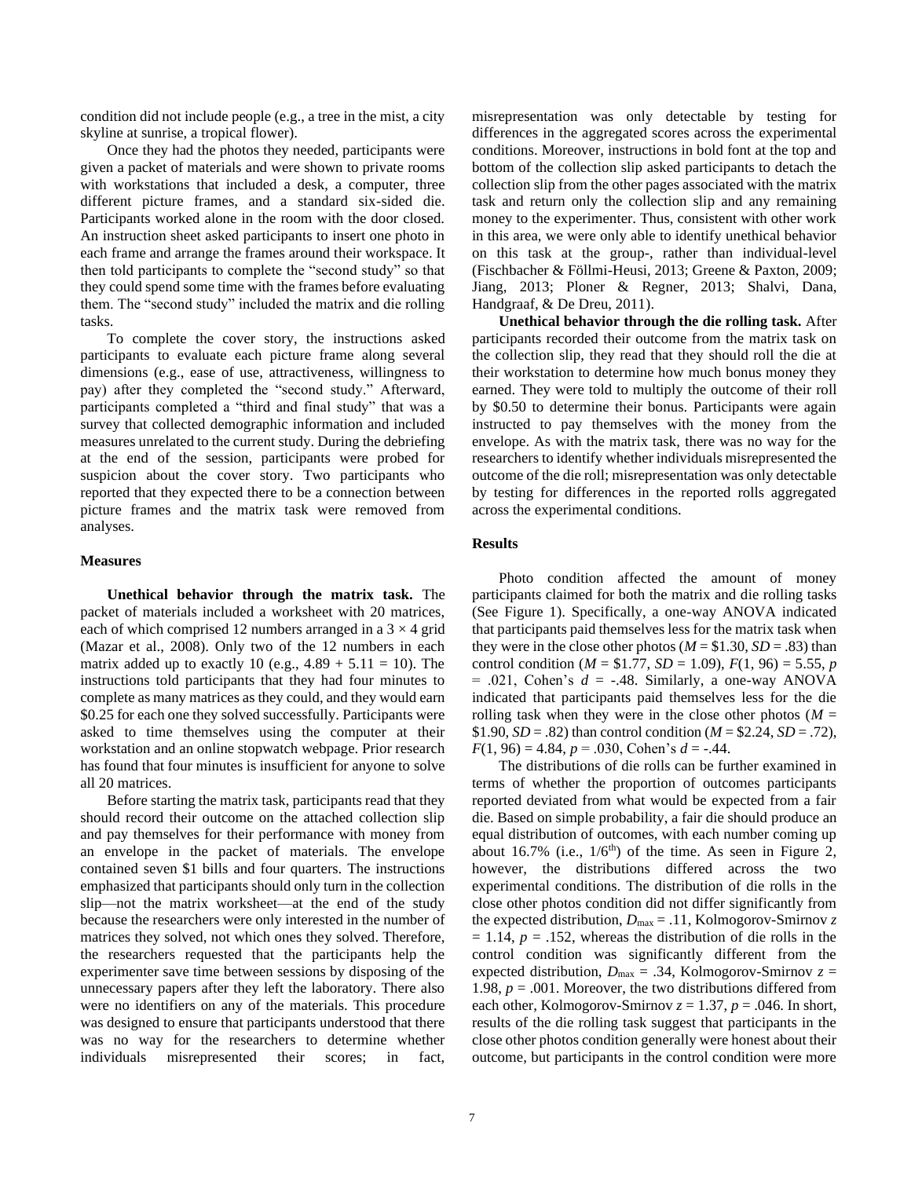condition did not include people (e.g., a tree in the mist, a city skyline at sunrise, a tropical flower).

Once they had the photos they needed, participants were given a packet of materials and were shown to private rooms with workstations that included a desk, a computer, three different picture frames, and a standard six-sided die. Participants worked alone in the room with the door closed. An instruction sheet asked participants to insert one photo in each frame and arrange the frames around their workspace. It then told participants to complete the "second study" so that they could spend some time with the frames before evaluating them. The "second study" included the matrix and die rolling tasks.

To complete the cover story, the instructions asked participants to evaluate each picture frame along several dimensions (e.g., ease of use, attractiveness, willingness to pay) after they completed the "second study." Afterward, participants completed a "third and final study" that was a survey that collected demographic information and included measures unrelated to the current study. During the debriefing at the end of the session, participants were probed for suspicion about the cover story. Two participants who reported that they expected there to be a connection between picture frames and the matrix task were removed from analyses.

### Measures

**Unethical behavior through the matrix task.** The packet of materials included a worksheet with 20 matrices, each of which comprised 12 numbers arranged in a $3 \times 4$ grid (Mazar et al., 2008). Only two of the 12 numbers in each matrix added up to exactly 10 (e.g., $4.89 + 5.11 = 10$). The instructions told participants that they had four minutes to complete as many matrices as they could, and they would earn \$0.25 for each one they solved successfully. Participants were asked to time themselves using the computer at their workstation and an online stopwatch webpage. Prior research has found that four minutes is insufficient for anyone to solve all 20 matrices.

Before starting the matrix task, participants read that they should record their outcome on the attached collection slip and pay themselves for their performance with money from an envelope in the packet of materials. The envelope contained seven \$1 bills and four quarters. The instructions emphasized that participants should only turn in the collection slip—not the matrix worksheet—at the end of the study because the researchers were only interested in the number of matrices they solved, not which ones they solved. Therefore, the researchers requested that the participants help the experimenter save time between sessions by disposing of the unnecessary papers after they left the laboratory. There also were no identifiers on any of the materials. This procedure was designed to ensure that participants understood that there was no way for the researchers to determine whether individuals misrepresented their scores; in fact, misrepresentation was only detectable by testing for differences in the aggregated scores across the experimental conditions. Moreover, instructions in bold font at the top and bottom of the collection slip asked participants to detach the collection slip from the other pages associated with the matrix task and return only the collection slip and any remaining money to the experimenter. Thus, consistent with other work in this area, we were only able to identify unethical behavior on this task at the group-, rather than individual-level (Fischbacher & Föllmi-Heusi, 2013; Greene & Paxton, 2009; Jiang, 2013; Ploner & Regner, 2013; Shalvi, Dana, Handgraaf, & De Dreu, 2011).

**Unethical behavior through the die rolling task.** After participants recorded their outcome from the matrix task on the collection slip, they read that they should roll the die at their workstation to determine how much bonus money they earned. They were told to multiply the outcome of their roll by \$0.50 to determine their bonus. Participants were again instructed to pay themselves with the money from the envelope. As with the matrix task, there was no way for the researchers to identify whether individuals misrepresented the outcome of the die roll; misrepresentation was only detectable by testing for differences in the reported rolls aggregated across the experimental conditions.

### Results

Photo condition affected the amount of money participants claimed for both the matrix and die rolling tasks (See Figure 1). Specifically, a one-way ANOVA indicated that participants paid themselves less for the matrix task when they were in the close other photos ($M$ = \$1.30, $SD$ = .83) than control condition ($M$ = \$1.77, $SD$ = 1.09), $F(1, 96) = 5.55$, $p = .021$, Cohen's $d = -.48$. Similarly, a one-way ANOVA indicated that participants paid themselves less for the die rolling task when they were in the close other photos ($M$ = \$1.90, $SD$ = .82) than control condition ($M$ = \$2.24, $SD$ = .72), $F(1, 96) = 4.84$, $p = .030$, Cohen's $d = -.44$.

The distributions of die rolls can be further examined in terms of whether the proportion of outcomes participants reported deviated from what would be expected from a fair die. Based on simple probability, a fair die should produce an equal distribution of outcomes, with each number coming up about 16.7% (i.e., $1/6^{th}$) of the time. As seen in Figure 2, however, the distributions differed across the two experimental conditions. The distribution of die rolls in the close other photos condition did not differ significantly from the expected distribution, $D_{max} = .11$, Kolmogorov-Smirnov $z = 1.14$, $p = .152$, whereas the distribution of die rolls in the control condition was significantly different from the expected distribution, $D_{max} = .34$, Kolmogorov-Smirnov $z = 1.98$, $p = .001$. Moreover, the two distributions differed from each other, Kolmogorov-Smirnov $z = 1.37$, $p = .046$. In short, results of the die rolling task suggest that participants in the close other photos condition generally were honest about their outcome, but participants in the control condition were more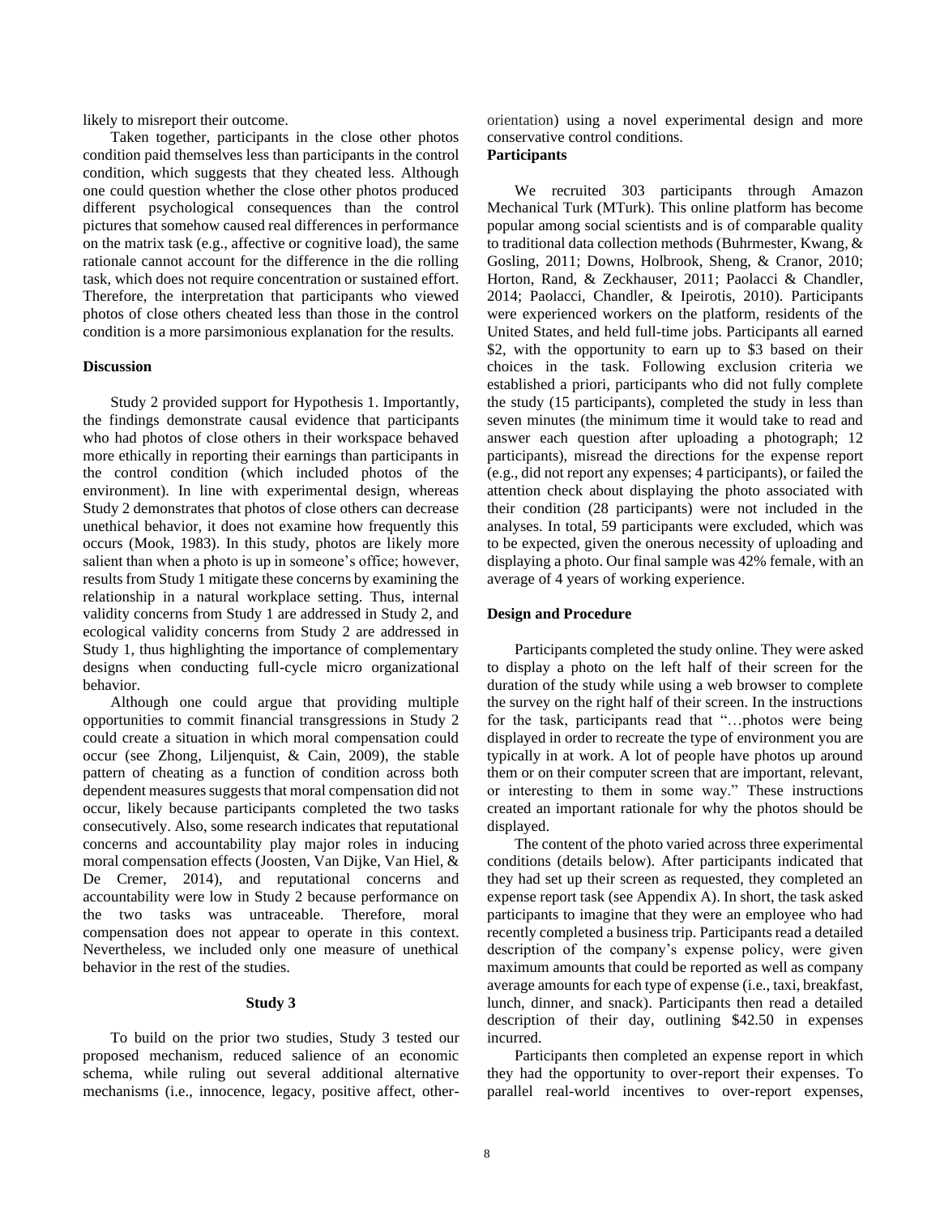likely to misreport their outcome.

Taken together, participants in the close other photos condition paid themselves less than participants in the control condition, which suggests that they cheated less. Although one could question whether the close other photos produced different psychological consequences than the control pictures that somehow caused real differences in performance on the matrix task (e.g., affective or cognitive load), the same rationale cannot account for the difference in the die rolling task, which does not require concentration or sustained effort. Therefore, the interpretation that participants who viewed photos of close others cheated less than those in the control condition is a more parsimonious explanation for the results.

**Discussion**

Study 2 provided support for Hypothesis 1. Importantly, the findings demonstrate causal evidence that participants who had photos of close others in their workspace behaved more ethically in reporting their earnings than participants in the control condition (which included photos of the environment). In line with experimental design, whereas Study 2 demonstrates that photos of close others can decrease unethical behavior, it does not examine how frequently this occurs (Mook, 1983). In this study, photos are likely more salient than when a photo is up in someone's office; however, results from Study 1 mitigate these concerns by examining the relationship in a natural workplace setting. Thus, internal validity concerns from Study 1 are addressed in Study 2, and ecological validity concerns from Study 2 are addressed in Study 1, thus highlighting the importance of complementary designs when conducting full-cycle micro organizational behavior.

Although one could argue that providing multiple opportunities to commit financial transgressions in Study 2 could create a situation in which moral compensation could occur (see Zhong, Liljenquist, & Cain, 2009), the stable pattern of cheating as a function of condition across both dependent measures suggests that moral compensation did not occur, likely because participants completed the two tasks consecutively. Also, some research indicates that reputational concerns and accountability play major roles in inducing moral compensation effects (Joosten, Van Dijke, Van Hiel, & De Cremer, 2014), and reputational concerns and accountability were low in Study 2 because performance on the two tasks was untraceable. Therefore, moral compensation does not appear to operate in this context. Nevertheless, we included only one measure of unethical behavior in the rest of the studies.

## Study 3

To build on the prior two studies, Study 3 tested our proposed mechanism, reduced salience of an economic schema, while ruling out several additional alternative mechanisms (i.e., innocence, legacy, positive affect, other-orientation) using a novel experimental design and more conservative control conditions.

**Participants**

We recruited 303 participants through Amazon Mechanical Turk (MTurk). This online platform has become popular among social scientists and is of comparable quality to traditional data collection methods (Buhrmester, Kwang, & Gosling, 2011; Downs, Holbrook, Sheng, & Cranor, 2010; Horton, Rand, & Zeckhauser, 2011; Paolacci & Chandler, 2014; Paolacci, Chandler, & Ipeirotis, 2010). Participants were experienced workers on the platform, residents of the United States, and held full-time jobs. Participants all earned \$2, with the opportunity to earn up to \$3 based on their choices in the task. Following exclusion criteria we established a priori, participants who did not fully complete the study (15 participants), completed the study in less than seven minutes (the minimum time it would take to read and answer each question after uploading a photograph; 12 participants), misread the directions for the expense report (e.g., did not report any expenses; 4 participants), or failed the attention check about displaying the photo associated with their condition (28 participants) were not included in the analyses. In total, 59 participants were excluded, which was to be expected, given the onerous necessity of uploading and displaying a photo. Our final sample was 42% female, with an average of 4 years of working experience.

**Design and Procedure**

Participants completed the study online. They were asked to display a photo on the left half of their screen for the duration of the study while using a web browser to complete the survey on the right half of their screen. In the instructions for the task, participants read that "…photos were being displayed in order to recreate the type of environment you are typically in at work. A lot of people have photos up around them or on their computer screen that are important, relevant, or interesting to them in some way." These instructions created an important rationale for why the photos should be displayed.

The content of the photo varied across three experimental conditions (details below). After participants indicated that they had set up their screen as requested, they completed an expense report task (see Appendix A). In short, the task asked participants to imagine that they were an employee who had recently completed a business trip. Participants read a detailed description of the company's expense policy, were given maximum amounts that could be reported as well as company average amounts for each type of expense (i.e., taxi, breakfast, lunch, dinner, and snack). Participants then read a detailed description of their day, outlining \$42.50 in expenses incurred.

Participants then completed an expense report in which they had the opportunity to over-report their expenses. To parallel real-world incentives to over-report expenses,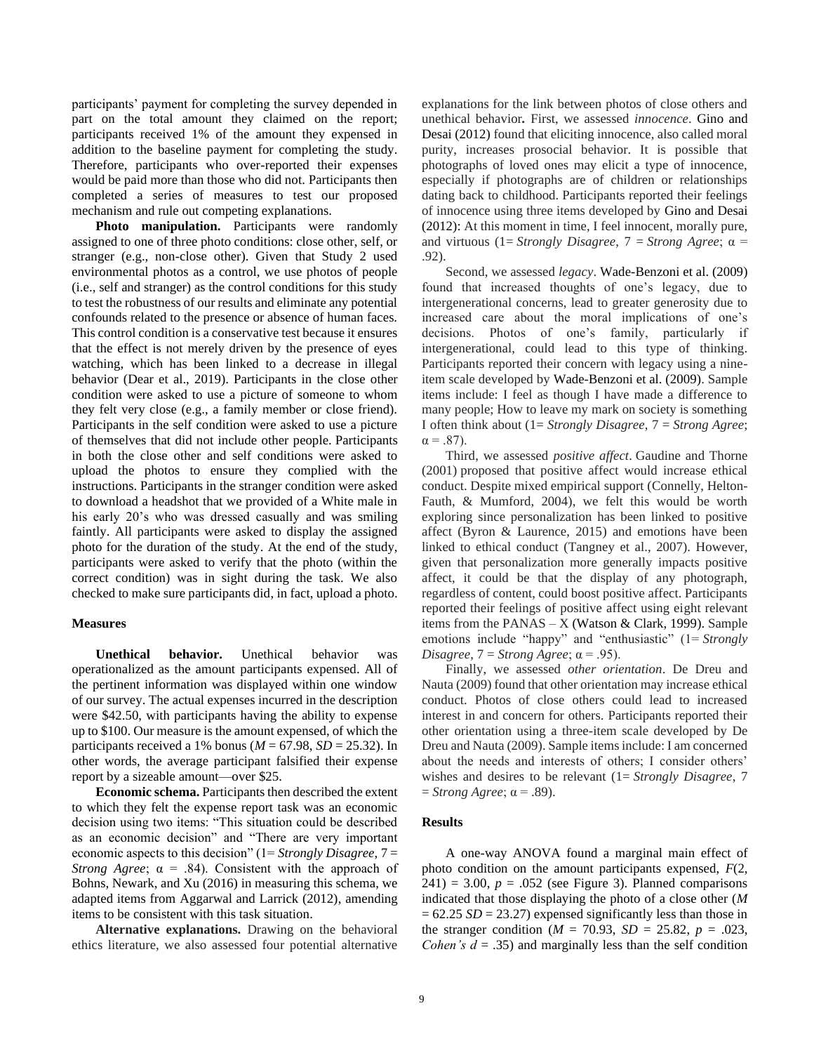participants' payment for completing the survey depended in part on the total amount they claimed on the report; participants received 1% of the amount they expensed in addition to the baseline payment for completing the study. Therefore, participants who over-reported their expenses would be paid more than those who did not. Participants then completed a series of measures to test our proposed mechanism and rule out competing explanations.

**Photo manipulation.** Participants were randomly assigned to one of three photo conditions: close other, self, or stranger (e.g., non-close other). Given that Study 2 used environmental photos as a control, we use photos of people (i.e., self and stranger) as the control conditions for this study to test the robustness of our results and eliminate any potential confounds related to the presence or absence of human faces. This control condition is a conservative test because it ensures that the effect is not merely driven by the presence of eyes watching, which has been linked to a decrease in illegal behavior (Dear et al., 2019). Participants in the close other condition were asked to use a picture of someone to whom they felt very close (e.g., a family member or close friend). Participants in the self condition were asked to use a picture of themselves that did not include other people. Participants in both the close other and self conditions were asked to upload the photos to ensure they complied with the instructions. Participants in the stranger condition were asked to download a headshot that we provided of a White male in his early 20's who was dressed casually and was smiling faintly. All participants were asked to display the assigned photo for the duration of the study. At the end of the study, participants were asked to verify that the photo (within the correct condition) was in sight during the task. We also checked to make sure participants did, in fact, upload a photo.

### Measures

**Unethical behavior.** Unethical behavior was operationalized as the amount participants expensed. All of the pertinent information was displayed within one window of our survey. The actual expenses incurred in the description were $42.50, with participants having the ability to expense up to $100. Our measure is the amount expensed, of which the participants received a 1% bonus ($M$ = 67.98, $SD$ = 25.32). In other words, the average participant falsified their expense report by a sizeable amount—over $25.

**Economic schema.** Participants then described the extent to which they felt the expense report task was an economic decision using two items: "This situation could be described as an economic decision" and "There are very important economic aspects to this decision" (1= *Strongly Disagree*, 7 = *Strong Agree*; $\alpha$ = .84). Consistent with the approach of Bohns, Newark, and Xu (2016) in measuring this schema, we adapted items from Aggarwal and Larrick (2012), amending items to be consistent with this task situation.

**Alternative explanations.** Drawing on the behavioral ethics literature, we also assessed four potential alternative explanations for the link between photos of close others and unethical behavior**.** First, we assessed *innocence*. Gino and Desai (2012) found that eliciting innocence, also called moral purity, increases prosocial behavior. It is possible that photographs of loved ones may elicit a type of innocence, especially if photographs are of children or relationships dating back to childhood. Participants reported their feelings of innocence using three items developed by Gino and Desai (2012): At this moment in time, I feel innocent, morally pure, and virtuous (1= *Strongly Disagree*, 7 = *Strong Agree*; $\alpha$ = .92).

Second, we assessed *legacy*. Wade-Benzoni et al. (2009) found that increased thoughts of one's legacy, due to intergenerational concerns, lead to greater generosity due to increased care about the moral implications of one's decisions. Photos of one's family, particularly if intergenerational, could lead to this type of thinking. Participants reported their concern with legacy using a nine-item scale developed by Wade-Benzoni et al. (2009). Sample items include: I feel as though I have made a difference to many people; How to leave my mark on society is something I often think about (1= *Strongly Disagree*, 7 = *Strong Agree*; $\alpha$ = .87).

Third, we assessed *positive affect*. Gaudine and Thorne (2001) proposed that positive affect would increase ethical conduct. Despite mixed empirical support (Connelly, Helton-Fauth, & Mumford, 2004), we felt this would be worth exploring since personalization has been linked to positive affect (Byron & Laurence, 2015) and emotions have been linked to ethical conduct (Tangney et al., 2007). However, given that personalization more generally impacts positive affect, it could be that the display of any photograph, regardless of content, could boost positive affect. Participants reported their feelings of positive affect using eight relevant items from the PANAS – X (Watson & Clark, 1999). Sample emotions include "happy" and "enthusiastic" (1= *Strongly Disagree*, 7 = *Strong Agree*; $\alpha$ = .95).

Finally, we assessed *other orientation*. De Dreu and Nauta (2009) found that other orientation may increase ethical conduct. Photos of close others could lead to increased interest in and concern for others. Participants reported their other orientation using a three-item scale developed by De Dreu and Nauta (2009). Sample items include: I am concerned about the needs and interests of others; I consider others' wishes and desires to be relevant (1= *Strongly Disagree*, 7 = *Strong Agree*; $\alpha$ = .89).

### Results

A one-way ANOVA found a marginal main effect of photo condition on the amount participants expensed, $F$(2, 241) = 3.00, $p$ = .052 (see Figure 3). Planned comparisons indicated that those displaying the photo of a close other ($M$ = 62.25 $SD$ = 23.27) expensed significantly less than those in the stranger condition ($M$ = 70.93, $SD$ = 25.82, $p$ = .023, *Cohen's d* = .35) and marginally less than the self condition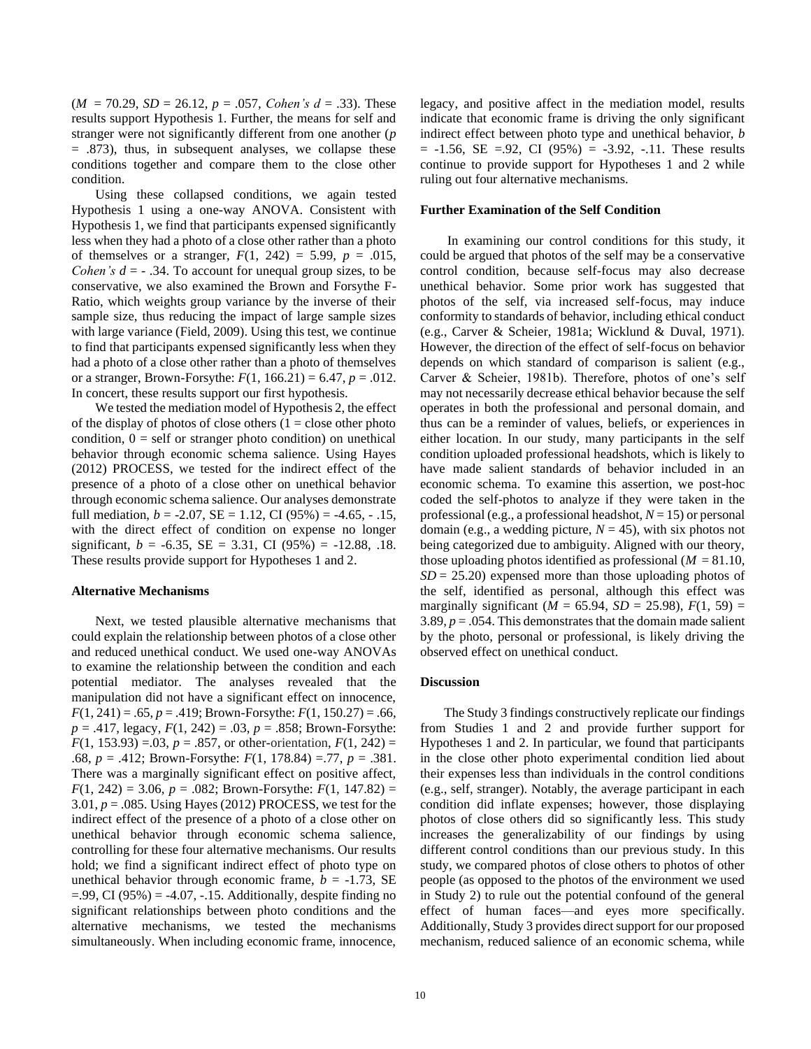($M$ = 70.29, $SD$ = 26.12, $p$ = .057, *Cohen's d* = .33). These results support Hypothesis 1. Further, the means for self and stranger were not significantly different from one another ($p$ = .873), thus, in subsequent analyses, we collapse these conditions together and compare them to the close other condition.

Using these collapsed conditions, we again tested Hypothesis 1 using a one-way ANOVA. Consistent with Hypothesis 1, we find that participants expensed significantly less when they had a photo of a close other rather than a photo of themselves or a stranger, $F(1, 242)$ = 5.99, $p$ = .015, *Cohen's d* = - .34. To account for unequal group sizes, to be conservative, we also examined the Brown and Forsythe F-Ratio, which weights group variance by the inverse of their sample size, thus reducing the impact of large sample sizes with large variance (Field, 2009). Using this test, we continue to find that participants expensed significantly less when they had a photo of a close other rather than a photo of themselves or a stranger, Brown-Forsythe: $F(1, 166.21)$ = 6.47, $p$ = .012. In concert, these results support our first hypothesis.

We tested the mediation model of Hypothesis 2, the effect of the display of photos of close others (1 = close other photo condition, 0 = self or stranger photo condition) on unethical behavior through economic schema salience. Using Hayes (2012) PROCESS, we tested for the indirect effect of the presence of a photo of a close other on unethical behavior through economic schema salience. Our analyses demonstrate full mediation, $b$ = -2.07, SE = 1.12, CI (95%) = -4.65, - .15, with the direct effect of condition on expense no longer significant, $b$ = -6.35, SE = 3.31, CI (95%) = -12.88, .18. These results provide support for Hypotheses 1 and 2.

#### Alternative Mechanisms

Next, we tested plausible alternative mechanisms that could explain the relationship between photos of a close other and reduced unethical conduct. We used one-way ANOVAs to examine the relationship between the condition and each potential mediator. The analyses revealed that the manipulation did not have a significant effect on innocence, $F(1, 241)$ = .65, $p$ = .419; Brown-Forsythe: $F(1, 150.27)$ = .66, $p$ = .417, legacy, $F(1, 242)$ = .03, $p$ = .858; Brown-Forsythe: $F(1, 153.93)$ =.03, $p$ = .857, or other-orientation, $F(1, 242)$ = .68, $p$ = .412; Brown-Forsythe: $F(1, 178.84)$ =.77, $p$ = .381. There was a marginally significant effect on positive affect, $F(1, 242)$ = 3.06, $p$ = .082; Brown-Forsythe: $F(1, 147.82)$ = 3.01, $p$ = .085. Using Hayes (2012) PROCESS, we test for the indirect effect of the presence of a photo of a close other on unethical behavior through economic schema salience, controlling for these four alternative mechanisms. Our results hold; we find a significant indirect effect of photo type on unethical behavior through economic frame, $b$ = -1.73, SE =.99, CI (95%) = -4.07, -.15. Additionally, despite finding no significant relationships between photo conditions and the alternative mechanisms, we tested the mechanisms simultaneously. When including economic frame, innocence, legacy, and positive affect in the mediation model, results indicate that economic frame is driving the only significant indirect effect between photo type and unethical behavior, $b$ = -1.56, SE =.92, CI (95%) = -3.92, -.11. These results continue to provide support for Hypotheses 1 and 2 while ruling out four alternative mechanisms.

#### Further Examination of the Self Condition

In examining our control conditions for this study, it could be argued that photos of the self may be a conservative control condition, because self-focus may also decrease unethical behavior. Some prior work has suggested that photos of the self, via increased self-focus, may induce conformity to standards of behavior, including ethical conduct (e.g., Carver & Scheier, 1981a; Wicklund & Duval, 1971). However, the direction of the effect of self-focus on behavior depends on which standard of comparison is salient (e.g., Carver & Scheier, 1981b). Therefore, photos of one's self may not necessarily decrease ethical behavior because the self operates in both the professional and personal domain, and thus can be a reminder of values, beliefs, or experiences in either location. In our study, many participants in the self condition uploaded professional headshots, which is likely to have made salient standards of behavior included in an economic schema. To examine this assertion, we post-hoc coded the self-photos to analyze if they were taken in the professional (e.g., a professional headshot, $N$ = 15) or personal domain (e.g., a wedding picture, $N$ = 45), with six photos not being categorized due to ambiguity. Aligned with our theory, those uploading photos identified as professional ($M$ = 81.10, $SD$ = 25.20) expensed more than those uploading photos of the self, identified as personal, although this effect was marginally significant ($M$ = 65.94, $SD$ = 25.98), $F(1, 59)$ = 3.89, $p$ = .054. This demonstrates that the domain made salient by the photo, personal or professional, is likely driving the observed effect on unethical conduct.

#### Discussion

The Study 3 findings constructively replicate our findings from Studies 1 and 2 and provide further support for Hypotheses 1 and 2. In particular, we found that participants in the close other photo experimental condition lied about their expenses less than individuals in the control conditions (e.g., self, stranger). Notably, the average participant in each condition did inflate expenses; however, those displaying photos of close others did so significantly less. This study increases the generalizability of our findings by using different control conditions than our previous study. In this study, we compared photos of close others to photos of other people (as opposed to the photos of the environment we used in Study 2) to rule out the potential confound of the general effect of human faces—and eyes more specifically. Additionally, Study 3 provides direct support for our proposed mechanism, reduced salience of an economic schema, while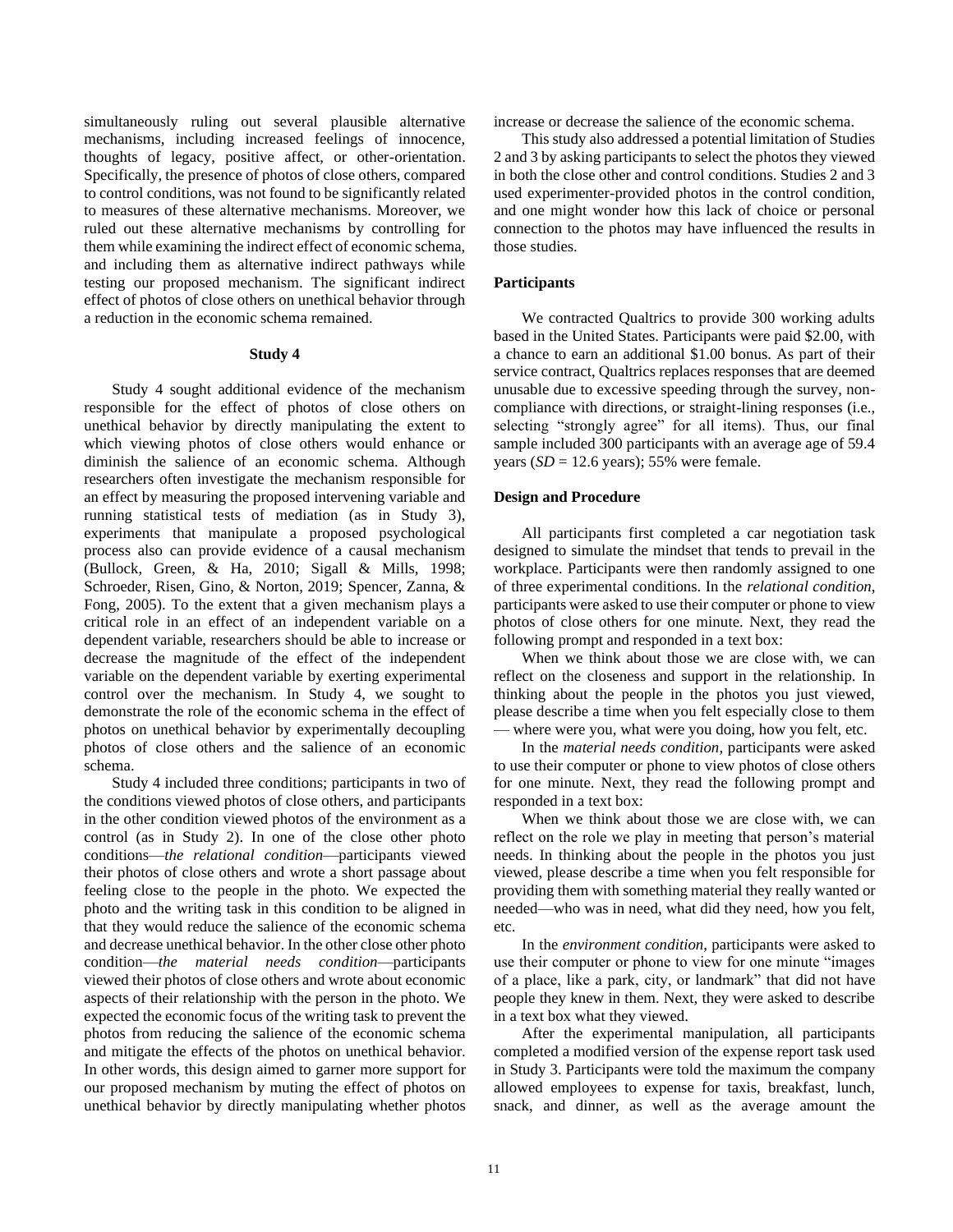simultaneously ruling out several plausible alternative mechanisms, including increased feelings of innocence, thoughts of legacy, positive affect, or other-orientation. Specifically, the presence of photos of close others, compared to control conditions, was not found to be significantly related to measures of these alternative mechanisms. Moreover, we ruled out these alternative mechanisms by controlling for them while examining the indirect effect of economic schema, and including them as alternative indirect pathways while testing our proposed mechanism. The significant indirect effect of photos of close others on unethical behavior through a reduction in the economic schema remained.

## Study 4

Study 4 sought additional evidence of the mechanism responsible for the effect of photos of close others on unethical behavior by directly manipulating the extent to which viewing photos of close others would enhance or diminish the salience of an economic schema. Although researchers often investigate the mechanism responsible for an effect by measuring the proposed intervening variable and running statistical tests of mediation (as in Study 3), experiments that manipulate a proposed psychological process also can provide evidence of a causal mechanism (Bullock, Green, & Ha, 2010; Sigall & Mills, 1998; Schroeder, Risen, Gino, & Norton, 2019; Spencer, Zanna, & Fong, 2005). To the extent that a given mechanism plays a critical role in an effect of an independent variable on a dependent variable, researchers should be able to increase or decrease the magnitude of the effect of the independent variable on the dependent variable by exerting experimental control over the mechanism. In Study 4, we sought to demonstrate the role of the economic schema in the effect of photos on unethical behavior by experimentally decoupling photos of close others and the salience of an economic schema.

Study 4 included three conditions; participants in two of the conditions viewed photos of close others, and participants in the other condition viewed photos of the environment as a control (as in Study 2). In one of the close other photo conditions—*the relational condition*—participants viewed their photos of close others and wrote a short passage about feeling close to the people in the photo. We expected the photo and the writing task in this condition to be aligned in that they would reduce the salience of the economic schema and decrease unethical behavior. In the other close other photo condition—*the material needs condition*—participants viewed their photos of close others and wrote about economic aspects of their relationship with the person in the photo. We expected the economic focus of the writing task to prevent the photos from reducing the salience of the economic schema and mitigate the effects of the photos on unethical behavior. In other words, this design aimed to garner more support for our proposed mechanism by muting the effect of photos on unethical behavior by directly manipulating whether photos increase or decrease the salience of the economic schema.

This study also addressed a potential limitation of Studies 2 and 3 by asking participants to select the photos they viewed in both the close other and control conditions. Studies 2 and 3 used experimenter-provided photos in the control condition, and one might wonder how this lack of choice or personal connection to the photos may have influenced the results in those studies.

### Participants

We contracted Qualtrics to provide 300 working adults based in the United States. Participants were paid \$2.00, with a chance to earn an additional \$1.00 bonus. As part of their service contract, Qualtrics replaces responses that are deemed unusable due to excessive speeding through the survey, non-compliance with directions, or straight-lining responses (i.e., selecting "strongly agree" for all items). Thus, our final sample included 300 participants with an average age of 59.4 years ($SD$ = 12.6 years); 55% were female.

### Design and Procedure

All participants first completed a car negotiation task designed to simulate the mindset that tends to prevail in the workplace. Participants were then randomly assigned to one of three experimental conditions. In the *relational condition*, participants were asked to use their computer or phone to view photos of close others for one minute. Next, they read the following prompt and responded in a text box:

When we think about those we are close with, we can reflect on the closeness and support in the relationship. In thinking about the people in the photos you just viewed, please describe a time when you felt especially close to them — where were you, what were you doing, how you felt, etc.

In the *material needs condition*, participants were asked to use their computer or phone to view photos of close others for one minute. Next, they read the following prompt and responded in a text box:

When we think about those we are close with, we can reflect on the role we play in meeting that person's material needs. In thinking about the people in the photos you just viewed, please describe a time when you felt responsible for providing them with something material they really wanted or needed—who was in need, what did they need, how you felt, etc.

In the *environment condition*, participants were asked to use their computer or phone to view for one minute "images of a place, like a park, city, or landmark" that did not have people they knew in them. Next, they were asked to describe in a text box what they viewed.

After the experimental manipulation, all participants completed a modified version of the expense report task used in Study 3. Participants were told the maximum the company allowed employees to expense for taxis, breakfast, lunch, snack, and dinner, as well as the average amount the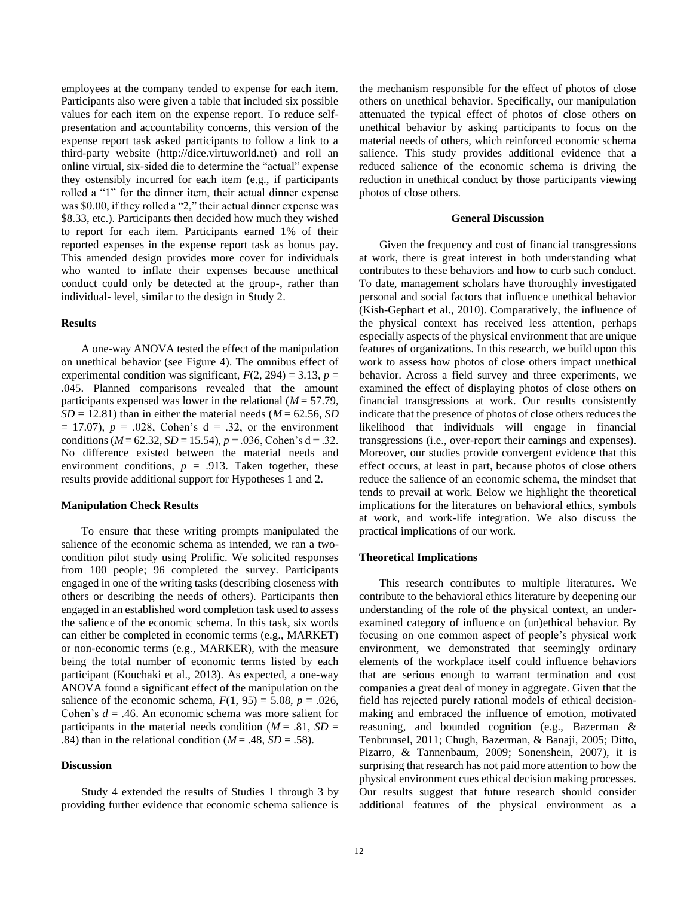employees at the company tended to expense for each item. Participants also were given a table that included six possible values for each item on the expense report. To reduce self-presentation and accountability concerns, this version of the expense report task asked participants to follow a link to a third-party website (http://dice.virtuworld.net) and roll an online virtual, six-sided die to determine the "actual" expense they ostensibly incurred for each item (e.g., if participants rolled a "1" for the dinner item, their actual dinner expense was $0.00, if they rolled a "2," their actual dinner expense was $8.33, etc.). Participants then decided how much they wished to report for each item. Participants earned 1% of their reported expenses in the expense report task as bonus pay. This amended design provides more cover for individuals who wanted to inflate their expenses because unethical conduct could only be detected at the group-, rather than individual- level, similar to the design in Study 2.

### Results

A one-way ANOVA tested the effect of the manipulation on unethical behavior (see Figure 4). The omnibus effect of experimental condition was significant, $F(2, 294) = 3.13$, $p = .045$. Planned comparisons revealed that the amount participants expensed was lower in the relational ($M = 57.79$, $SD = 12.81$) than in either the material needs ($M = 62.56$, $SD = 17.07$), $p = .028$, Cohen's d = .32, or the environment conditions ($M = 62.32$, $SD = 15.54$), $p = .036$, Cohen's d = .32. No difference existed between the material needs and environment conditions, $p = .913$. Taken together, these results provide additional support for Hypotheses 1 and 2.

### Manipulation Check Results

To ensure that these writing prompts manipulated the salience of the economic schema as intended, we ran a two-condition pilot study using Prolific. We solicited responses from 100 people; 96 completed the survey. Participants engaged in one of the writing tasks (describing closeness with others or describing the needs of others). Participants then engaged in an established word completion task used to assess the salience of the economic schema. In this task, six words can either be completed in economic terms (e.g., MARKET) or non-economic terms (e.g., MARKER), with the measure being the total number of economic terms listed by each participant (Kouchaki et al., 2013). As expected, a one-way ANOVA found a significant effect of the manipulation on the salience of the economic schema, $F(1, 95) = 5.08$, $p = .026$, Cohen's $d = .46$. An economic schema was more salient for participants in the material needs condition ($M = .81$, $SD = .84$) than in the relational condition ($M = .48$, $SD = .58$).

### Discussion

Study 4 extended the results of Studies 1 through 3 by providing further evidence that economic schema salience is the mechanism responsible for the effect of photos of close others on unethical behavior. Specifically, our manipulation attenuated the typical effect of photos of close others on unethical behavior by asking participants to focus on the material needs of others, which reinforced economic schema salience. This study provides additional evidence that a reduced salience of the economic schema is driving the reduction in unethical conduct by those participants viewing photos of close others.

## General Discussion

Given the frequency and cost of financial transgressions at work, there is great interest in both understanding what contributes to these behaviors and how to curb such conduct. To date, management scholars have thoroughly investigated personal and social factors that influence unethical behavior (Kish-Gephart et al., 2010). Comparatively, the influence of the physical context has received less attention, perhaps especially aspects of the physical environment that are unique features of organizations. In this research, we build upon this work to assess how photos of close others impact unethical behavior. Across a field survey and three experiments, we examined the effect of displaying photos of close others on financial transgressions at work. Our results consistently indicate that the presence of photos of close others reduces the likelihood that individuals will engage in financial transgressions (i.e., over-report their earnings and expenses). Moreover, our studies provide convergent evidence that this effect occurs, at least in part, because photos of close others reduce the salience of an economic schema, the mindset that tends to prevail at work. Below we highlight the theoretical implications for the literatures on behavioral ethics, symbols at work, and work-life integration. We also discuss the practical implications of our work.

### Theoretical Implications

This research contributes to multiple literatures. We contribute to the behavioral ethics literature by deepening our understanding of the role of the physical context, an under-examined category of influence on (un)ethical behavior. By focusing on one common aspect of people's physical work environment, we demonstrated that seemingly ordinary elements of the workplace itself could influence behaviors that are serious enough to warrant termination and cost companies a great deal of money in aggregate. Given that the field has rejected purely rational models of ethical decision-making and embraced the influence of emotion, motivated reasoning, and bounded cognition (e.g., Bazerman & Tenbrunsel, 2011; Chugh, Bazerman, & Banaji, 2005; Ditto, Pizarro, & Tannenbaum, 2009; Sonenshein, 2007), it is surprising that research has not paid more attention to how the physical environment cues ethical decision making processes. Our results suggest that future research should consider additional features of the physical environment as a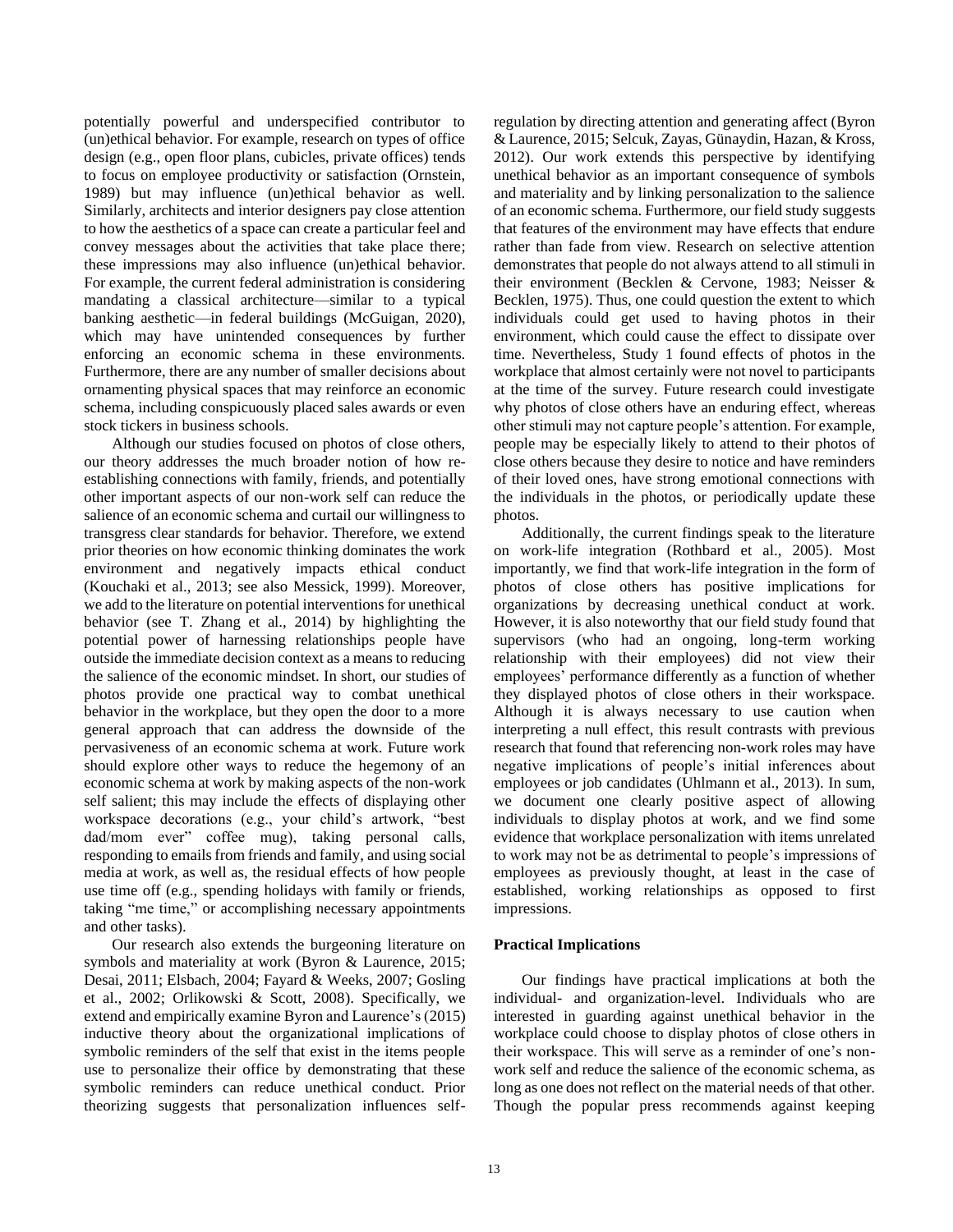potentially powerful and underspecified contributor to (un)ethical behavior. For example, research on types of office design (e.g., open floor plans, cubicles, private offices) tends to focus on employee productivity or satisfaction (Ornstein, 1989) but may influence (un)ethical behavior as well. Similarly, architects and interior designers pay close attention to how the aesthetics of a space can create a particular feel and convey messages about the activities that take place there; these impressions may also influence (un)ethical behavior. For example, the current federal administration is considering mandating a classical architecture—similar to a typical banking aesthetic—in federal buildings (McGuigan, 2020), which may have unintended consequences by further enforcing an economic schema in these environments. Furthermore, there are any number of smaller decisions about ornamenting physical spaces that may reinforce an economic schema, including conspicuously placed sales awards or even stock tickers in business schools.

Although our studies focused on photos of close others, our theory addresses the much broader notion of how re-establishing connections with family, friends, and potentially other important aspects of our non-work self can reduce the salience of an economic schema and curtail our willingness to transgress clear standards for behavior. Therefore, we extend prior theories on how economic thinking dominates the work environment and negatively impacts ethical conduct (Kouchaki et al., 2013; see also Messick, 1999). Moreover, we add to the literature on potential interventions for unethical behavior (see T. Zhang et al., 2014) by highlighting the potential power of harnessing relationships people have outside the immediate decision context as a means to reducing the salience of the economic mindset. In short, our studies of photos provide one practical way to combat unethical behavior in the workplace, but they open the door to a more general approach that can address the downside of the pervasiveness of an economic schema at work. Future work should explore other ways to reduce the hegemony of an economic schema at work by making aspects of the non-work self salient; this may include the effects of displaying other workspace decorations (e.g., your child's artwork, "best dad/mom ever" coffee mug), taking personal calls, responding to emails from friends and family, and using social media at work, as well as, the residual effects of how people use time off (e.g., spending holidays with family or friends, taking "me time," or accomplishing necessary appointments and other tasks).

Our research also extends the burgeoning literature on symbols and materiality at work (Byron & Laurence, 2015; Desai, 2011; Elsbach, 2004; Fayard & Weeks, 2007; Gosling et al., 2002; Orlikowski & Scott, 2008). Specifically, we extend and empirically examine Byron and Laurence's (2015) inductive theory about the organizational implications of symbolic reminders of the self that exist in the items people use to personalize their office by demonstrating that these symbolic reminders can reduce unethical conduct. Prior theorizing suggests that personalization influences self-regulation by directing attention and generating affect (Byron & Laurence, 2015; Selcuk, Zayas, Günaydin, Hazan, & Kross, 2012). Our work extends this perspective by identifying unethical behavior as an important consequence of symbols and materiality and by linking personalization to the salience of an economic schema. Furthermore, our field study suggests that features of the environment may have effects that endure rather than fade from view. Research on selective attention demonstrates that people do not always attend to all stimuli in their environment (Becklen & Cervone, 1983; Neisser & Becklen, 1975). Thus, one could question the extent to which individuals could get used to having photos in their environment, which could cause the effect to dissipate over time. Nevertheless, Study 1 found effects of photos in the workplace that almost certainly were not novel to participants at the time of the survey. Future research could investigate why photos of close others have an enduring effect, whereas other stimuli may not capture people's attention. For example, people may be especially likely to attend to their photos of close others because they desire to notice and have reminders of their loved ones, have strong emotional connections with the individuals in the photos, or periodically update these photos.

Additionally, the current findings speak to the literature on work-life integration (Rothbard et al., 2005). Most importantly, we find that work-life integration in the form of photos of close others has positive implications for organizations by decreasing unethical conduct at work. However, it is also noteworthy that our field study found that supervisors (who had an ongoing, long-term working relationship with their employees) did not view their employees' performance differently as a function of whether they displayed photos of close others in their workspace. Although it is always necessary to use caution when interpreting a null effect, this result contrasts with previous research that found that referencing non-work roles may have negative implications of people's initial inferences about employees or job candidates (Uhlmann et al., 2013). In sum, we document one clearly positive aspect of allowing individuals to display photos at work, and we find some evidence that workplace personalization with items unrelated to work may not be as detrimental to people's impressions of employees as previously thought, at least in the case of established, working relationships as opposed to first impressions.

### Practical Implications

Our findings have practical implications at both the individual- and organization-level. Individuals who are interested in guarding against unethical behavior in the workplace could choose to display photos of close others in their workspace. This will serve as a reminder of one's non-work self and reduce the salience of the economic schema, as long as one does not reflect on the material needs of that other. Though the popular press recommends against keeping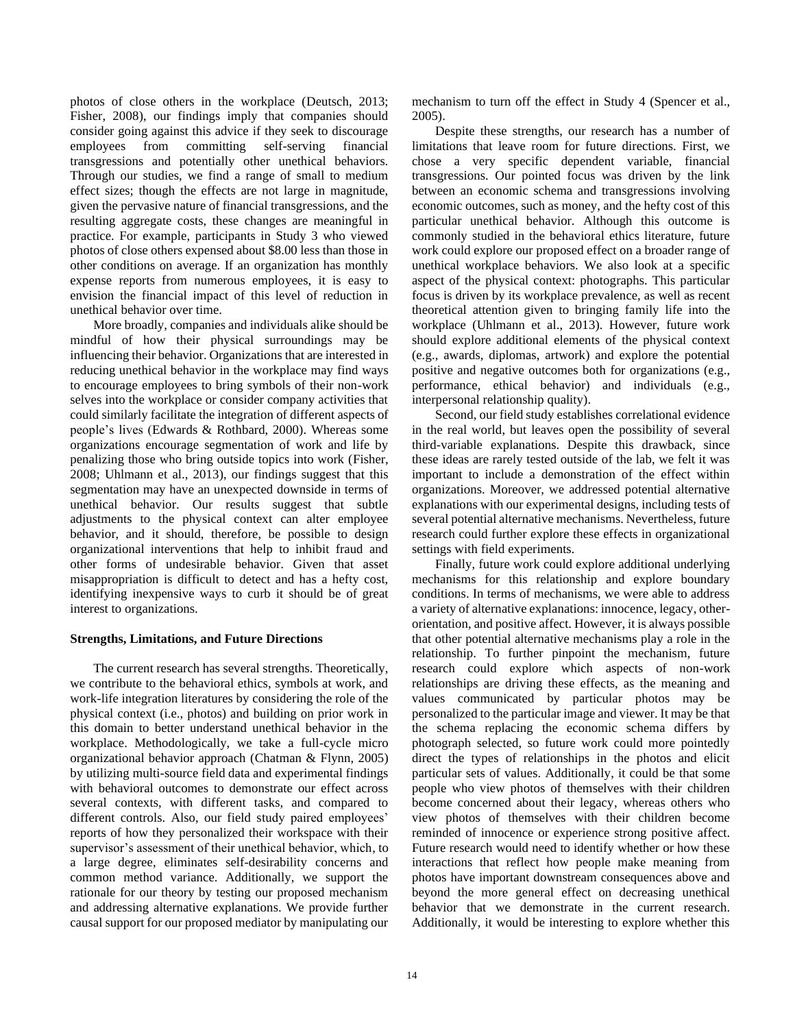photos of close others in the workplace (Deutsch, 2013; Fisher, 2008), our findings imply that companies should consider going against this advice if they seek to discourage employees from committing self-serving financial transgressions and potentially other unethical behaviors. Through our studies, we find a range of small to medium effect sizes; though the effects are not large in magnitude, given the pervasive nature of financial transgressions, and the resulting aggregate costs, these changes are meaningful in practice. For example, participants in Study 3 who viewed photos of close others expensed about $8.00 less than those in other conditions on average. If an organization has monthly expense reports from numerous employees, it is easy to envision the financial impact of this level of reduction in unethical behavior over time.

More broadly, companies and individuals alike should be mindful of how their physical surroundings may be influencing their behavior. Organizations that are interested in reducing unethical behavior in the workplace may find ways to encourage employees to bring symbols of their non-work selves into the workplace or consider company activities that could similarly facilitate the integration of different aspects of people's lives (Edwards & Rothbard, 2000). Whereas some organizations encourage segmentation of work and life by penalizing those who bring outside topics into work (Fisher, 2008; Uhlmann et al., 2013), our findings suggest that this segmentation may have an unexpected downside in terms of unethical behavior. Our results suggest that subtle adjustments to the physical context can alter employee behavior, and it should, therefore, be possible to design organizational interventions that help to inhibit fraud and other forms of undesirable behavior. Given that asset misappropriation is difficult to detect and has a hefty cost, identifying inexpensive ways to curb it should be of great interest to organizations.

**Strengths, Limitations, and Future Directions**

The current research has several strengths. Theoretically, we contribute to the behavioral ethics, symbols at work, and work-life integration literatures by considering the role of the physical context (i.e., photos) and building on prior work in this domain to better understand unethical behavior in the workplace. Methodologically, we take a full-cycle micro organizational behavior approach (Chatman & Flynn, 2005) by utilizing multi-source field data and experimental findings with behavioral outcomes to demonstrate our effect across several contexts, with different tasks, and compared to different controls. Also, our field study paired employees' reports of how they personalized their workspace with their supervisor's assessment of their unethical behavior, which, to a large degree, eliminates self-desirability concerns and common method variance. Additionally, we support the rationale for our theory by testing our proposed mechanism and addressing alternative explanations. We provide further causal support for our proposed mediator by manipulating our mechanism to turn off the effect in Study 4 (Spencer et al., 2005).

Despite these strengths, our research has a number of limitations that leave room for future directions. First, we chose a very specific dependent variable, financial transgressions. Our pointed focus was driven by the link between an economic schema and transgressions involving economic outcomes, such as money, and the hefty cost of this particular unethical behavior. Although this outcome is commonly studied in the behavioral ethics literature, future work could explore our proposed effect on a broader range of unethical workplace behaviors. We also look at a specific aspect of the physical context: photographs. This particular focus is driven by its workplace prevalence, as well as recent theoretical attention given to bringing family life into the workplace (Uhlmann et al., 2013). However, future work should explore additional elements of the physical context (e.g., awards, diplomas, artwork) and explore the potential positive and negative outcomes both for organizations (e.g., performance, ethical behavior) and individuals (e.g., interpersonal relationship quality).

Second, our field study establishes correlational evidence in the real world, but leaves open the possibility of several third-variable explanations. Despite this drawback, since these ideas are rarely tested outside of the lab, we felt it was important to include a demonstration of the effect within organizations. Moreover, we addressed potential alternative explanations with our experimental designs, including tests of several potential alternative mechanisms. Nevertheless, future research could further explore these effects in organizational settings with field experiments.

Finally, future work could explore additional underlying mechanisms for this relationship and explore boundary conditions. In terms of mechanisms, we were able to address a variety of alternative explanations: innocence, legacy, other-orientation, and positive affect. However, it is always possible that other potential alternative mechanisms play a role in the relationship. To further pinpoint the mechanism, future research could explore which aspects of non-work relationships are driving these effects, as the meaning and values communicated by particular photos may be personalized to the particular image and viewer. It may be that the schema replacing the economic schema differs by photograph selected, so future work could more pointedly direct the types of relationships in the photos and elicit particular sets of values. Additionally, it could be that some people who view photos of themselves with their children become concerned about their legacy, whereas others who view photos of themselves with their children become reminded of innocence or experience strong positive affect. Future research would need to identify whether or how these interactions that reflect how people make meaning from photos have important downstream consequences above and beyond the more general effect on decreasing unethical behavior that we demonstrate in the current research. Additionally, it would be interesting to explore whether this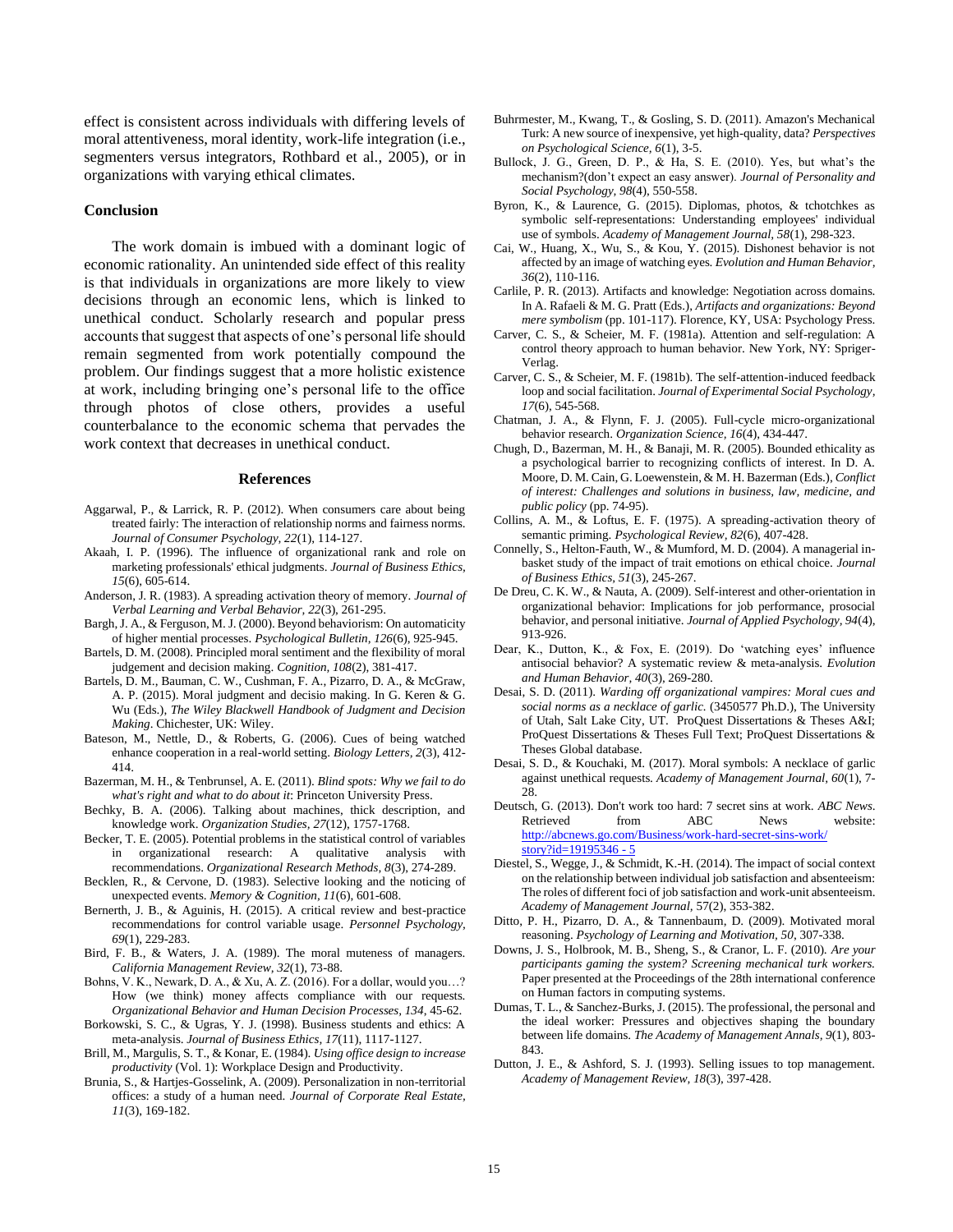effect is consistent across individuals with differing levels of moral attentiveness, moral identity, work-life integration (i.e., segmenters versus integrators, Rothbard et al., 2005), or in organizations with varying ethical climates.

## Conclusion

The work domain is imbued with a dominant logic of economic rationality. An unintended side effect of this reality is that individuals in organizations are more likely to view decisions through an economic lens, which is linked to unethical conduct. Scholarly research and popular press accounts that suggest that aspects of one's personal life should remain segmented from work potentially compound the problem. Our findings suggest that a more holistic existence at work, including bringing one's personal life to the office through photos of close others, provides a useful counterbalance to the economic schema that pervades the work context that decreases in unethical conduct.

## References

Aggarwal, P., & Larrick, R. P. (2012). When consumers care about being treated fairly: The interaction of relationship norms and fairness norms. *Journal of Consumer Psychology, 22*(1), 114-127.

Akaah, I. P. (1996). The influence of organizational rank and role on marketing professionals' ethical judgments. *Journal of Business Ethics, 15*(6), 605-614.

Anderson, J. R. (1983). A spreading activation theory of memory. *Journal of Verbal Learning and Verbal Behavior, 22*(3), 261-295.

Bargh, J. A., & Ferguson, M. J. (2000). Beyond behaviorism: On automaticity of higher mential processes. *Psychological Bulletin, 126*(6), 925-945.

Bartels, D. M. (2008). Principled moral sentiment and the flexibility of moral judgement and decision making. *Cognition, 108*(2), 381-417.

Bartels, D. M., Bauman, C. W., Cushman, F. A., Pizarro, D. A., & McGraw, A. P. (2015). Moral judgment and decisio making. In G. Keren & G. Wu (Eds.), *The Wiley Blackwell Handbook of Judgment and Decision Making*. Chichester, UK: Wiley.

Bateson, M., Nettle, D., & Roberts, G. (2006). Cues of being watched enhance cooperation in a real-world setting. *Biology Letters, 2*(3), 412-414.

Bazerman, M. H., & Tenbrunsel, A. E. (2011). *Blind spots: Why we fail to do what's right and what to do about it*: Princeton University Press.

Bechky, B. A. (2006). Talking about machines, thick description, and knowledge work. *Organization Studies, 27*(12), 1757-1768.

Becker, T. E. (2005). Potential problems in the statistical control of variables in organizational research: A qualitative analysis with recommendations. *Organizational Research Methods, 8*(3), 274-289.

Becklen, R., & Cervone, D. (1983). Selective looking and the noticing of unexpected events. *Memory & Cognition, 11*(6), 601-608.

Bernerth, J. B., & Aguinis, H. (2015). A critical review and best-practice recommendations for control variable usage. *Personnel Psychology, 69*(1), 229-283.

Bird, F. B., & Waters, J. A. (1989). The moral muteness of managers. *California Management Review, 32*(1), 73-88.

Bohns, V. K., Newark, D. A., & Xu, A. Z. (2016). For a dollar, would you…? How (we think) money affects compliance with our requests. *Organizational Behavior and Human Decision Processes, 134*, 45-62.

Borkowski, S. C., & Ugras, Y. J. (1998). Business students and ethics: A meta-analysis. *Journal of Business Ethics, 17*(11), 1117-1127.

Brill, M., Margulis, S. T., & Konar, E. (1984). *Using office design to increase productivity* (Vol. 1): Workplace Design and Productivity.

Brunia, S., & Hartjes-Gosselink, A. (2009). Personalization in non-territorial offices: a study of a human need. *Journal of Corporate Real Estate, 11*(3), 169-182.

Buhrmester, M., Kwang, T., & Gosling, S. D. (2011). Amazon's Mechanical Turk: A new source of inexpensive, yet high-quality, data? *Perspectives on Psychological Science, 6*(1), 3-5.

Bullock, J. G., Green, D. P., & Ha, S. E. (2010). Yes, but what's the mechanism?(don't expect an easy answer). *Journal of Personality and Social Psychology, 98*(4), 550-558.

Byron, K., & Laurence, G. (2015). Diplomas, photos, & tchotchkes as symbolic self-representations: Understanding employees' individual use of symbols. *Academy of Management Journal, 58*(1), 298-323.

Cai, W., Huang, X., Wu, S., & Kou, Y. (2015). Dishonest behavior is not affected by an image of watching eyes. *Evolution and Human Behavior, 36*(2), 110-116.

Carlile, P. R. (2013). Artifacts and knowledge: Negotiation across domains. In A. Rafaeli & M. G. Pratt (Eds.), *Artifacts and organizations: Beyond mere symbolism* (pp. 101-117). Florence, KY, USA: Psychology Press.

Carver, C. S., & Scheier, M. F. (1981a). Attention and self-regulation: A control theory approach to human behavior. New York, NY: Sprigher-Verlag.

Carver, C. S., & Scheier, M. F. (1981b). The self-attention-induced feedback loop and social facilitation. *Journal of Experimental Social Psychology, 17*(6), 545-568.

Chatman, J. A., & Flynn, F. J. (2005). Full-cycle micro-organizational behavior research. *Organization Science, 16*(4), 434-447.

Chugh, D., Bazerman, M. H., & Banaji, M. R. (2005). Bounded ethicality as a psychological barrier to recognizing conflicts of interest. In D. A. Moore, D. M. Cain, G. Loewenstein, & M. H. Bazerman (Eds.), *Conflict of interest: Challenges and solutions in business, law, medicine, and public policy* (pp. 74-95).

Collins, A. M., & Loftus, E. F. (1975). A spreading-activation theory of semantic priming. *Psychological Review, 82*(6), 407-428.

Connelly, S., Helton-Fauth, W., & Mumford, M. D. (2004). A managerial in-basket study of the impact of trait emotions on ethical choice. *Journal of Business Ethics, 51*(3), 245-267.

De Dreu, C. K. W., & Nauta, A. (2009). Self-interest and other-orientation in organizational behavior: Implications for job performance, prosocial behavior, and personal initiative. *Journal of Applied Psychology, 94*(4), 913-926.

Dear, K., Dutton, K., & Fox, E. (2019). Do 'watching eyes' influence antisocial behavior? A systematic review & meta-analysis. *Evolution and Human Behavior, 40*(3), 269-280.

Desai, S. D. (2011). *Warding off organizational vampires: Moral cues and social norms as a necklace of garlic.* (3450577 Ph.D.), The University of Utah, Salt Lake City, UT. ProQuest Dissertations & Theses A&I; ProQuest Dissertations & Theses Full Text; ProQuest Dissertations & Theses Global database.

Desai, S. D., & Kouchaki, M. (2017). Moral symbols: A necklace of garlic against unethical requests. *Academy of Management Journal, 60*(1), 7-28.

Deutsch, G. (2013). Don't work too hard: 7 secret sins at work. *ABC News*. Retrieved from ABC News website: http://abcnews.go.com/Business/work-hard-secret-sins-work/story?id=19195346 - 5

Diestel, S., Wegge, J., & Schmidt, K.-H. (2014). The impact of social context on the relationship between individual job satisfaction and absenteeism: The roles of different foci of job satisfaction and work-unit absenteeism. *Academy of Management Journal,* 57(2), 353-382.

Ditto, P. H., Pizarro, D. A., & Tannenbaum, D. (2009). Motivated moral reasoning. *Psychology of Learning and Motivation, 50*, 307-338.

Downs, J. S., Holbrook, M. B., Sheng, S., & Cranor, L. F. (2010). *Are your participants gaming the system? Screening mechanical turk workers.* Paper presented at the Proceedings of the 28th international conference on Human factors in computing systems.

Dumas, T. L., & Sanchez-Burks, J. (2015). The professional, the personal and the ideal worker: Pressures and objectives shaping the boundary between life domains. *The Academy of Management Annals, 9*(1), 803-843.

Dutton, J. E., & Ashford, S. J. (1993). Selling issues to top management. *Academy of Management Review, 18*(3), 397-428.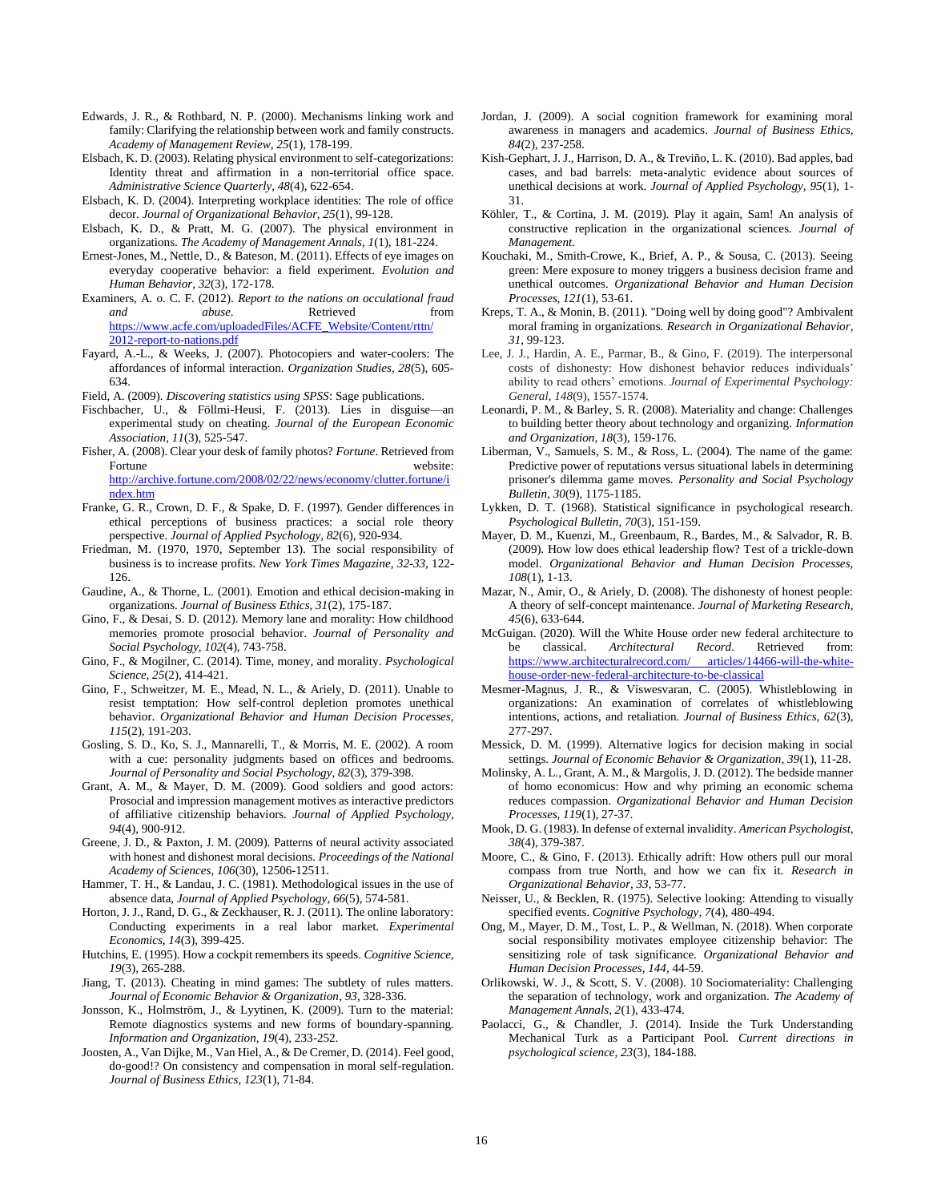Edwards, J. R., & Rothbard, N. P. (2000). Mechanisms linking work and family: Clarifying the relationship between work and family constructs. *Academy of Management Review, 25*(1), 178-199.

Elsbach, K. D. (2003). Relating physical environment to self-categorizations: Identity threat and affirmation in a non-territorial office space. *Administrative Science Quarterly, 48*(4), 622-654.

Elsbach, K. D. (2004). Interpreting workplace identities: The role of office decor. *Journal of Organizational Behavior, 25*(1), 99-128.

Elsbach, K. D., & Pratt, M. G. (2007). The physical environment in organizations. *The Academy of Management Annals, 1*(1), 181-224.

Ernest-Jones, M., Nettle, D., & Bateson, M. (2011). Effects of eye images on everyday cooperative behavior: a field experiment. *Evolution and Human Behavior, 32*(3), 172-178.

Examiners, A. o. C. F. (2012). *Report to the nations on occulational fraud and abuse*. Retrieved from https://www.acfe.com/uploadedFiles/ACFE_Website/Content/rttn/2012-report-to-nations.pdf

Fayard, A.-L., & Weeks, J. (2007). Photocopiers and water-coolers: The affordances of informal interaction. *Organization Studies, 28*(5), 605-634.

Field, A. (2009). *Discovering statistics using SPSS*: Sage publications.

Fischbacher, U., & Föllmi‐Heusi, F. (2013). Lies in disguise—an experimental study on cheating. *Journal of the European Economic Association, 11*(3), 525-547.

Fisher, A. (2008). Clear your desk of family photos? *Fortune*. Retrieved from Fortune website: http://archive.fortune.com/2008/02/22/news/economy/clutter.fortune/index.htm

Franke, G. R., Crown, D. F., & Spake, D. F. (1997). Gender differences in ethical perceptions of business practices: a social role theory perspective. *Journal of Applied Psychology, 82*(6), 920-934.

Friedman, M. (1970, 1970, September 13). The social responsibility of business is to increase profits. *New York Times Magazine, 32-33,* 122-126.

Gaudine, A., & Thorne, L. (2001). Emotion and ethical decision-making in organizations. *Journal of Business Ethics, 31*(2), 175-187.

Gino, F., & Desai, S. D. (2012). Memory lane and morality: How childhood memories promote prosocial behavior. *Journal of Personality and Social Psychology, 102*(4), 743-758.

Gino, F., & Mogilner, C. (2014). Time, money, and morality. *Psychological Science, 25*(2), 414-421.

Gino, F., Schweitzer, M. E., Mead, N. L., & Ariely, D. (2011). Unable to resist temptation: How self-control depletion promotes unethical behavior. *Organizational Behavior and Human Decision Processes, 115*(2), 191-203.

Gosling, S. D., Ko, S. J., Mannarelli, T., & Morris, M. E. (2002). A room with a cue: personality judgments based on offices and bedrooms. *Journal of Personality and Social Psychology, 82*(3), 379-398.

Grant, A. M., & Mayer, D. M. (2009). Good soldiers and good actors: Prosocial and impression management motives as interactive predictors of affiliative citizenship behaviors. *Journal of Applied Psychology, 94*(4), 900-912.

Greene, J. D., & Paxton, J. M. (2009). Patterns of neural activity associated with honest and dishonest moral decisions. *Proceedings of the National Academy of Sciences, 106*(30), 12506-12511.

Hammer, T. H., & Landau, J. C. (1981). Methodological issues in the use of absence data, *Journal of Applied Psychology, 66*(5), 574-581.

Horton, J. J., Rand, D. G., & Zeckhauser, R. J. (2011). The online laboratory: Conducting experiments in a real labor market. *Experimental Economics, 14*(3), 399-425.

Hutchins, E. (1995). How a cockpit remembers its speeds. *Cognitive Science, 19*(3), 265-288.

Jiang, T. (2013). Cheating in mind games: The subtlety of rules matters. *Journal of Economic Behavior & Organization, 93*, 328-336.

Jonsson, K., Holmström, J., & Lyytinen, K. (2009). Turn to the material: Remote diagnostics systems and new forms of boundary-spanning. *Information and Organization, 19*(4), 233-252.

Joosten, A., Van Dijke, M., Van Hiel, A., & De Cremer, D. (2014). Feel good, do-good!? On consistency and compensation in moral self-regulation. *Journal of Business Ethics, 123*(1), 71-84.

Jordan, J. (2009). A social cognition framework for examining moral awareness in managers and academics. *Journal of Business Ethics, 84*(2), 237-258.

Kish-Gephart, J. J., Harrison, D. A., & Treviño, L. K. (2010). Bad apples, bad cases, and bad barrels: meta-analytic evidence about sources of unethical decisions at work. *Journal of Applied Psychology, 95*(1), 1-31.

Köhler, T., & Cortina, J. M. (2019). Play it again, Sam! An analysis of constructive replication in the organizational sciences. *Journal of Management.*

Kouchaki, M., Smith-Crowe, K., Brief, A. P., & Sousa, C. (2013). Seeing green: Mere exposure to money triggers a business decision frame and unethical outcomes. *Organizational Behavior and Human Decision Processes, 121*(1), 53-61.

Kreps, T. A., & Monin, B. (2011). "Doing well by doing good"? Ambivalent moral framing in organizations. *Research in Organizational Behavior, 31*, 99-123.

Lee, J. J., Hardin, A. E., Parmar, B., & Gino, F. (2019). The interpersonal costs of dishonesty: How dishonest behavior reduces individuals' ability to read others' emotions. *Journal of Experimental Psychology: General, 148*(9), 1557-1574.

Leonardi, P. M., & Barley, S. R. (2008). Materiality and change: Challenges to building better theory about technology and organizing. *Information and Organization, 18*(3), 159-176.

Liberman, V., Samuels, S. M., & Ross, L. (2004). The name of the game: Predictive power of reputations versus situational labels in determining prisoner's dilemma game moves. *Personality and Social Psychology Bulletin, 30*(9), 1175-1185.

Lykken, D. T. (1968). Statistical significance in psychological research. *Psychological Bulletin, 70*(3), 151-159.

Mayer, D. M., Kuenzi, M., Greenbaum, R., Bardes, M., & Salvador, R. B. (2009). How low does ethical leadership flow? Test of a trickle-down model. *Organizational Behavior and Human Decision Processes, 108*(1), 1-13.

Mazar, N., Amir, O., & Ariely, D. (2008). The dishonesty of honest people: A theory of self-concept maintenance. *Journal of Marketing Research, 45*(6), 633-644.

McGuigan. (2020). Will the White House order new federal architecture to be classical. *Architectural Record*. Retrieved from: https://www.architecturalrecord.com/ articles/14466-will-the-white-house-order-new-federal-architecture-to-be-classical

Mesmer-Magnus, J. R., & Viswesvaran, C. (2005). Whistleblowing in organizations: An examination of correlates of whistleblowing intentions, actions, and retaliation. *Journal of Business Ethics, 62*(3), 277-297.

Messick, D. M. (1999). Alternative logics for decision making in social settings. *Journal of Economic Behavior & Organization, 39*(1), 11-28.

Molinsky, A. L., Grant, A. M., & Margolis, J. D. (2012). The bedside manner of homo economicus: How and why priming an economic schema reduces compassion. *Organizational Behavior and Human Decision Processes, 119*(1), 27-37.

Mook, D. G. (1983). In defense of external invalidity. *American Psychologist, 38*(4), 379-387.

Moore, C., & Gino, F. (2013). Ethically adrift: How others pull our moral compass from true North, and how we can fix it. *Research in Organizational Behavior, 33*, 53-77.

Neisser, U., & Becklen, R. (1975). Selective looking: Attending to visually specified events. *Cognitive Psychology, 7*(4), 480-494.

Ong, M., Mayer, D. M., Tost, L. P., & Wellman, N. (2018). When corporate social responsibility motivates employee citizenship behavior: The sensitizing role of task significance. *Organizational Behavior and Human Decision Processes, 144*, 44-59.

Orlikowski, W. J., & Scott, S. V. (2008). 10 Sociomateriality: Challenging the separation of technology, work and organization. *The Academy of Management Annals, 2*(1), 433-474.

Paolacci, G., & Chandler, J. (2014). Inside the Turk Understanding Mechanical Turk as a Participant Pool. *Current directions in psychological science, 23*(3), 184-188.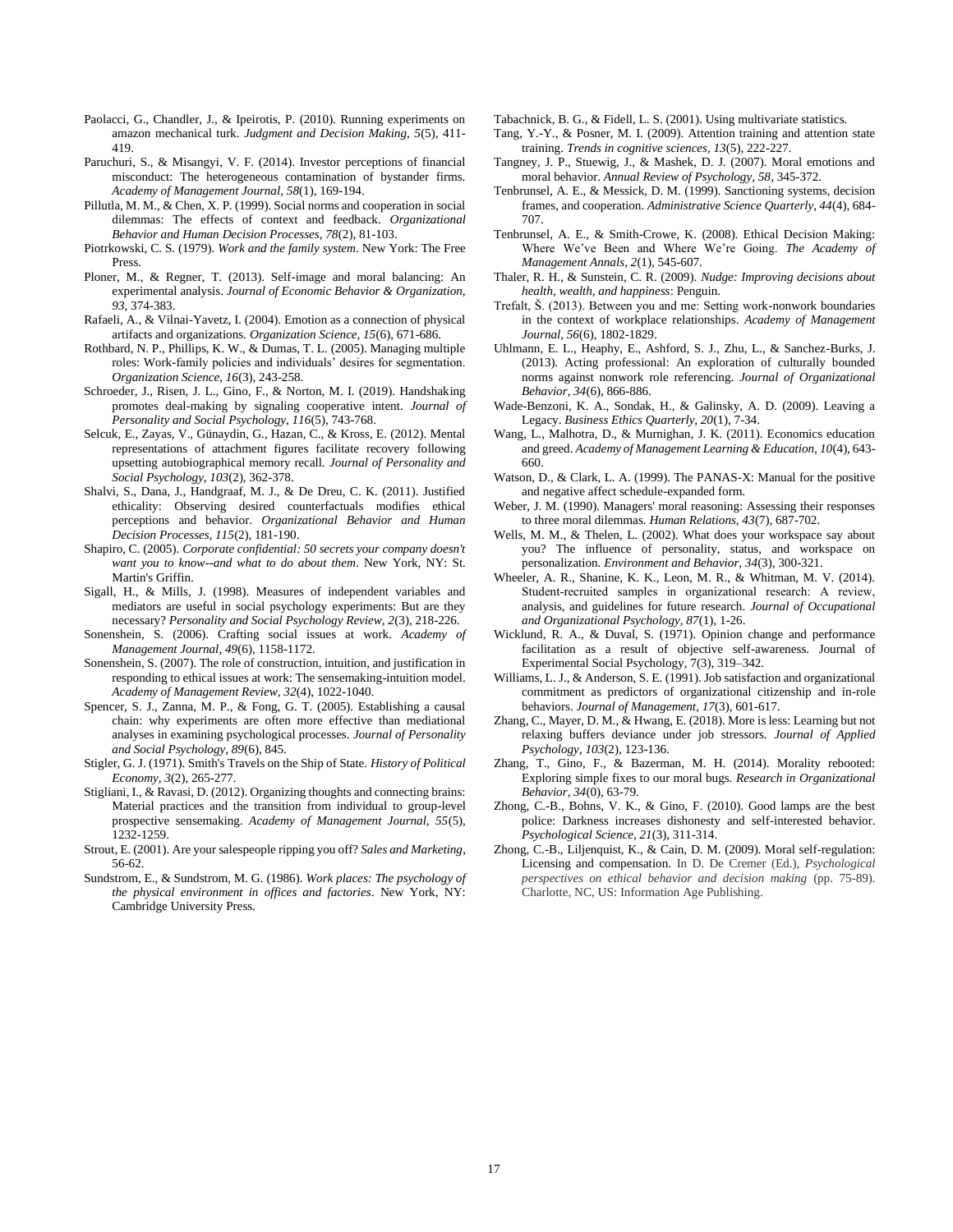Paolacci, G., Chandler, J., & Ipeirotis, P. (2010). Running experiments on amazon mechanical turk. *Judgment and Decision Making, 5*(5), 411-419.

Paruchuri, S., & Misangyi, V. F. (2014). Investor perceptions of financial misconduct: The heterogeneous contamination of bystander firms. *Academy of Management Journal, 58*(1), 169-194.

Pillutla, M. M., & Chen, X. P. (1999). Social norms and cooperation in social dilemmas: The effects of context and feedback. *Organizational Behavior and Human Decision Processes, 78*(2), 81-103.

Piotrkowski, C. S. (1979). *Work and the family system*. New York: The Free Press.

Ploner, M., & Regner, T. (2013). Self-image and moral balancing: An experimental analysis. *Journal of Economic Behavior & Organization, 93*, 374-383.

Rafaeli, A., & Vilnai-Yavetz, I. (2004). Emotion as a connection of physical artifacts and organizations. *Organization Science, 15*(6), 671-686.

Rothbard, N. P., Phillips, K. W., & Dumas, T. L. (2005). Managing multiple roles: Work-family policies and individuals' desires for segmentation. *Organization Science, 16*(3), 243-258.

Schroeder, J., Risen, J. L., Gino, F., & Norton, M. I. (2019). Handshaking promotes deal-making by signaling cooperative intent. *Journal of Personality and Social Psychology, 116*(5), 743-768.

Selcuk, E., Zayas, V., Günaydin, G., Hazan, C., & Kross, E. (2012). Mental representations of attachment figures facilitate recovery following upsetting autobiographical memory recall. *Journal of Personality and Social Psychology, 103*(2), 362-378.

Shalvi, S., Dana, J., Handgraaf, M. J., & De Dreu, C. K. (2011). Justified ethicality: Observing desired counterfactuals modifies ethical perceptions and behavior. *Organizational Behavior and Human Decision Processes, 115*(2), 181-190.

Shapiro, C. (2005). *Corporate confidential: 50 secrets your company doesn't want you to know--and what to do about them*. New York, NY: St. Martin's Griffin.

Sigall, H., & Mills, J. (1998). Measures of independent variables and mediators are useful in social psychology experiments: But are they necessary? *Personality and Social Psychology Review, 2*(3), 218-226.

Sonenshein, S. (2006). Crafting social issues at work. *Academy of Management Journal, 49*(6), 1158-1172.

Sonenshein, S. (2007). The role of construction, intuition, and justification in responding to ethical issues at work: The sensemaking-intuition model. *Academy of Management Review, 32*(4), 1022-1040.

Spencer, S. J., Zanna, M. P., & Fong, G. T. (2005). Establishing a causal chain: why experiments are often more effective than mediational analyses in examining psychological processes. *Journal of Personality and Social Psychology, 89*(6), 845.

Stigler, G. J. (1971). Smith's Travels on the Ship of State. *History of Political Economy, 3*(2), 265-277.

Stigliani, I., & Ravasi, D. (2012). Organizing thoughts and connecting brains: Material practices and the transition from individual to group-level prospective sensemaking. *Academy of Management Journal, 55*(5), 1232-1259.

Strout, E. (2001). Are your salespeople ripping you off? *Sales and Marketing*, 56-62.

Sundstrom, E., & Sundstrom, M. G. (1986). *Work places: The psychology of the physical environment in offices and factories*. New York, NY: Cambridge University Press.

Tabachnick, B. G., & Fidell, L. S. (2001). Using multivariate statistics.

Tang, Y.-Y., & Posner, M. I. (2009). Attention training and attention state training. *Trends in cognitive sciences, 13*(5), 222-227.

Tangney, J. P., Stuewig, J., & Mashek, D. J. (2007). Moral emotions and moral behavior. *Annual Review of Psychology, 58*, 345-372.

Tenbrunsel, A. E., & Messick, D. M. (1999). Sanctioning systems, decision frames, and cooperation. *Administrative Science Quarterly, 44*(4), 684-707.

Tenbrunsel, A. E., & Smith-Crowe, K. (2008). Ethical Decision Making: Where We've Been and Where We're Going. *The Academy of Management Annals, 2*(1), 545-607.

Thaler, R. H., & Sunstein, C. R. (2009). *Nudge: Improving decisions about health, wealth, and happiness*: Penguin.

Trefalt, Š. (2013). Between you and me: Setting work-nonwork boundaries in the context of workplace relationships. *Academy of Management Journal, 56*(6), 1802-1829.

Uhlmann, E. L., Heaphy, E., Ashford, S. J., Zhu, L., & Sanchez-Burks, J. (2013). Acting professional: An exploration of culturally bounded norms against nonwork role referencing. *Journal of Organizational Behavior, 34*(6), 866-886.

Wade-Benzoni, K. A., Sondak, H., & Galinsky, A. D. (2009). Leaving a Legacy. *Business Ethics Quarterly, 20*(1), 7-34.

Wang, L., Malhotra, D., & Murnighan, J. K. (2011). Economics education and greed. *Academy of Management Learning & Education, 10*(4), 643-660.

Watson, D., & Clark, L. A. (1999). The PANAS-X: Manual for the positive and negative affect schedule-expanded form.

Weber, J. M. (1990). Managers' moral reasoning: Assessing their responses to three moral dilemmas. *Human Relations, 43*(7), 687-702.

Wells, M. M., & Thelen, L. (2002). What does your workspace say about you? The influence of personality, status, and workspace on personalization. *Environment and Behavior, 34*(3), 300-321.

Wheeler, A. R., Shanine, K. K., Leon, M. R., & Whitman, M. V. (2014). Student-recruited samples in organizational research: A review, analysis, and guidelines for future research. *Journal of Occupational and Organizational Psychology, 87*(1), 1-26.

Wicklund, R. A., & Duval, S. (1971). Opinion change and performance facilitation as a result of objective self-awareness. Journal of Experimental Social Psychology, 7(3), 319–342.

Williams, L. J., & Anderson, S. E. (1991). Job satisfaction and organizational commitment as predictors of organizational citizenship and in-role behaviors. *Journal of Management, 17*(3), 601-617.

Zhang, C., Mayer, D. M., & Hwang, E. (2018). More is less: Learning but not relaxing buffers deviance under job stressors. *Journal of Applied Psychology, 103*(2), 123-136.

Zhang, T., Gino, F., & Bazerman, M. H. (2014). Morality rebooted: Exploring simple fixes to our moral bugs. *Research in Organizational Behavior, 34*(0), 63-79.

Zhong, C.-B., Bohns, V. K., & Gino, F. (2010). Good lamps are the best police: Darkness increases dishonesty and self-interested behavior. *Psychological Science, 21*(3), 311-314.

Zhong, C.-B., Liljenquist, K., & Cain, D. M. (2009). Moral self-regulation: Licensing and compensation. In D. De Cremer (Ed.), *Psychological perspectives on ethical behavior and decision making* (pp. 75-89). Charlotte, NC, US: Information Age Publishing.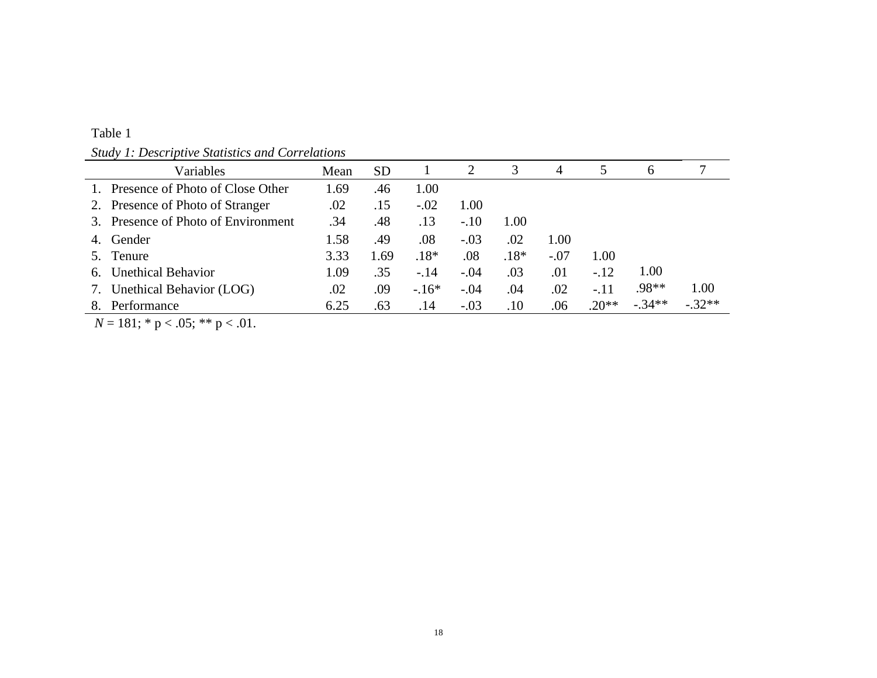Table 1

*Study 1: Descriptive Statistics and Correlations*

| Variables | Mean | SD | 1 | 2 | 3 | 4 | 5 | 6 | 7 |
|---|---|---|---|---|---|---|---|---|---|
| 1. Presence of Photo of Close Other | 1.69 | .46 | 1.00 | | | | | | |
| 2. Presence of Photo of Stranger | .02 | .15 | -.02 | 1.00 | | | | | |
| 3. Presence of Photo of Environment | .34 | .48 | .13 | -.10 | 1.00 | | | | |
| 4. Gender | 1.58 | .49 | .08 | -.03 | .02 | 1.00 | | | |
| 5. Tenure | 3.33 | 1.69 | .18* | .08 | .18* | -.07 | 1.00 | | |
| 6. Unethical Behavior | 1.09 | .35 | -.14 | -.04 | .03 | .01 | -.12 | 1.00 | |
| 7. Unethical Behavior (LOG) | .02 | .09 | -.16* | -.04 | .04 | .02 | -.11 | .98** | 1.00 |
| 8. Performance | 6.25 | .63 | .14 | -.03 | .10 | .06 | .20** | -.34** | -.32** |

*N* = 181; * $p < .05$; ** $p < .01$.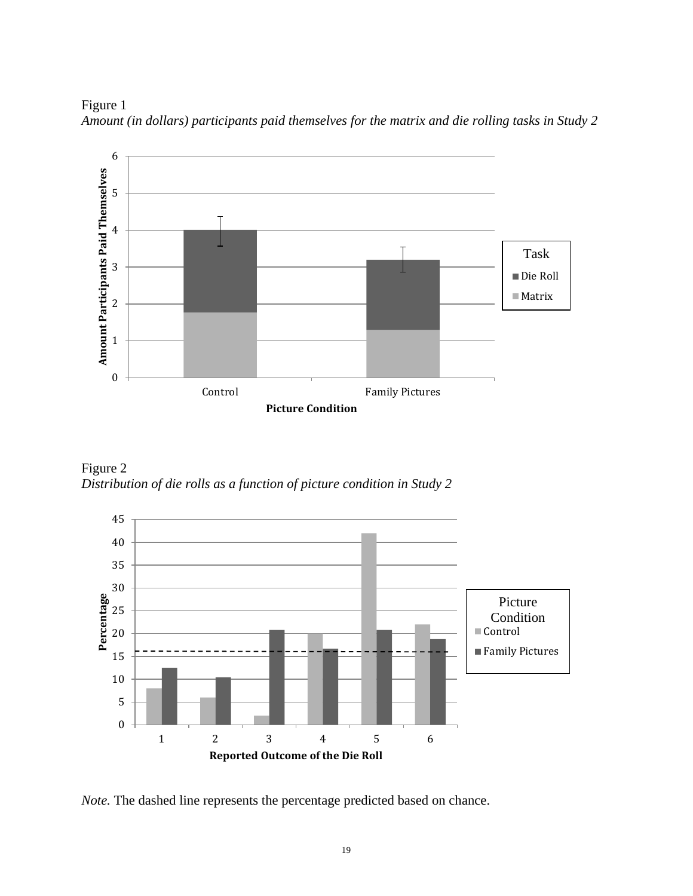Figure 1

*Amount (in dollars) participants paid themselves for the matrix and die rolling tasks in Study 2*

Figure 2

*Distribution of die rolls as a function of picture condition in Study 2*

*Note.* The dashed line represents the percentage predicted based on chance.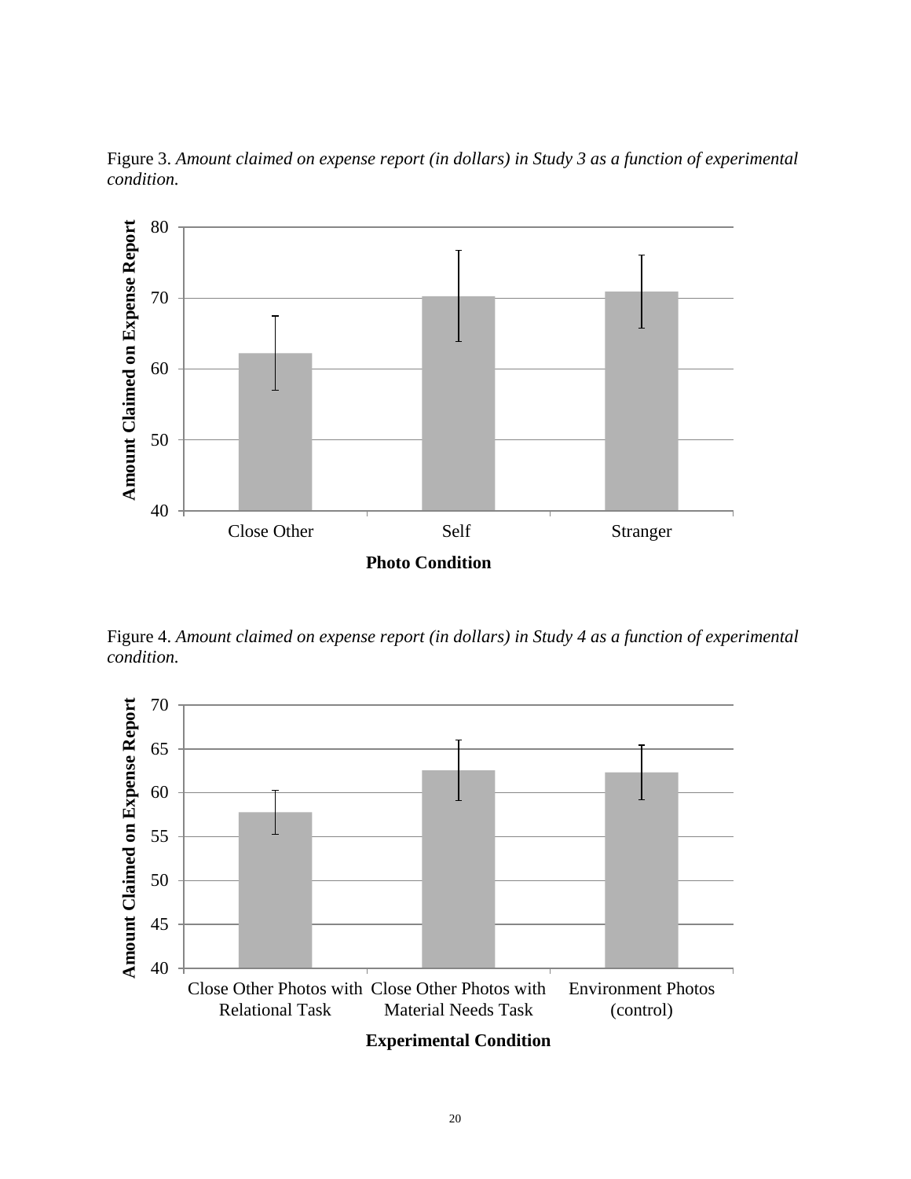Figure 3. *Amount claimed on expense report (in dollars) in Study 3 as a function of experimental condition.*

Figure 4. *Amount claimed on expense report (in dollars) in Study 4 as a function of experimental condition.*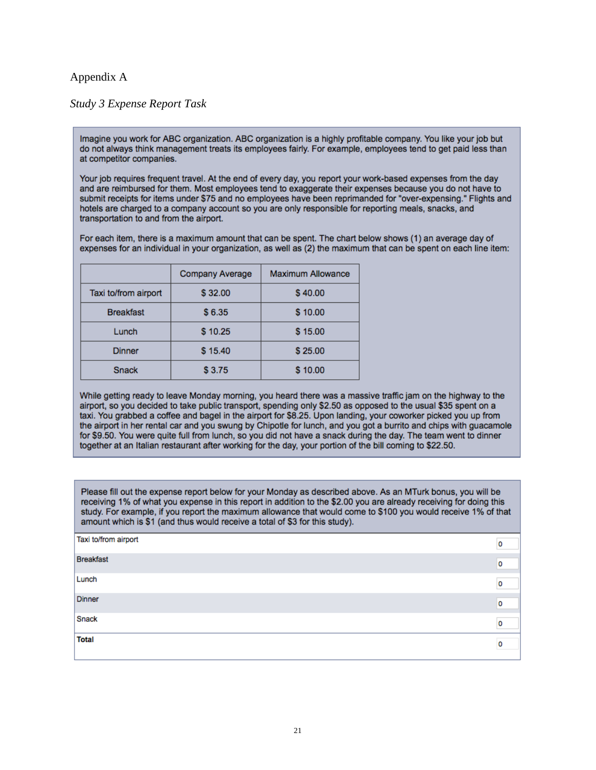Appendix A

*Study 3 Expense Report Task*

Imagine you work for ABC organization. ABC organization is a highly profitable company. You like your job but do not always think management treats its employees fairly. For example, employees tend to get paid less than at competitor companies.

Your job requires frequent travel. At the end of every day, you report your work-based expenses from the day and are reimbursed for them. Most employees tend to exaggerate their expenses because you do not have to submit receipts for items under $75 and no employees have been reprimanded for "over-expensing." Flights and hotels are charged to a company account so you are only responsible for reporting meals, snacks, and transportation to and from the airport.

For each item, there is a maximum amount that can be spent. The chart below shows (1) an average day of expenses for an individual in your organization, as well as (2) the maximum that can be spent on each line item:

| | Company Average | Maximum Allowance |
|---|---|---|
| Taxi to/from airport | $ 32.00 | $ 40.00 |
| Breakfast | $ 6.35 | $ 10.00 |
| Lunch | $ 10.25 | $ 15.00 |
| Dinner | $ 15.40 | $ 25.00 |
| Snack | $ 3.75 | $ 10.00 |

While getting ready to leave Monday morning, you heard there was a massive traffic jam on the highway to the airport, so you decided to take public transport, spending only $2.50 as opposed to the usual $35 spent on a taxi. You grabbed a coffee and bagel in the airport for $8.25. Upon landing, your coworker picked you up from the airport in her rental car and you swung by Chipotle for lunch, and you got a burrito and chips with guacamole for $9.50. You were quite full from lunch, so you did not have a snack during the day. The team went to dinner together at an Italian restaurant after working for the day, your portion of the bill coming to $22.50.

Please fill out the expense report below for your Monday as described above. As an MTurk bonus, you will be receiving 1% of what you expense in this report in addition to the $2.00 you are already receiving for doing this study. For example, if you report the maximum allowance that would come to $100 you would receive 1% of that amount which is $1 (and thus would receive a total of $3 for this study).

| | |
|---|---|
| Taxi to/from airport | 0 |
| Breakfast | 0 |
| Lunch | 0 |
| Dinner | 0 |
| Snack | 0 |
| **Total** | 0 |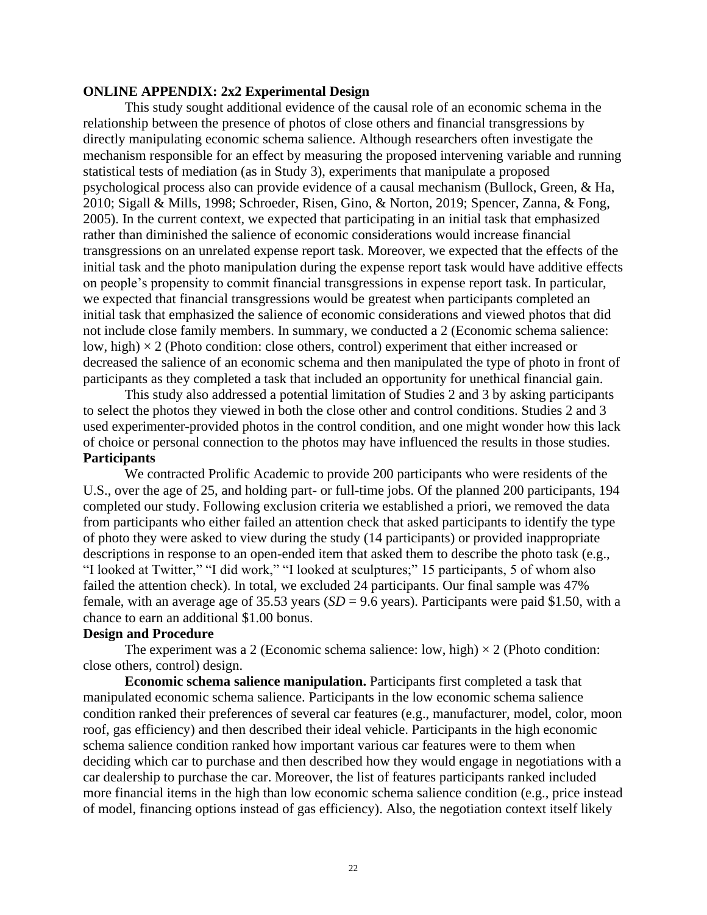**ONLINE APPENDIX: 2x2 Experimental Design**

This study sought additional evidence of the causal role of an economic schema in the relationship between the presence of photos of close others and financial transgressions by directly manipulating economic schema salience. Although researchers often investigate the mechanism responsible for an effect by measuring the proposed intervening variable and running statistical tests of mediation (as in Study 3), experiments that manipulate a proposed psychological process also can provide evidence of a causal mechanism (Bullock, Green, & Ha, 2010; Sigall & Mills, 1998; Schroeder, Risen, Gino, & Norton, 2019; Spencer, Zanna, & Fong, 2005). In the current context, we expected that participating in an initial task that emphasized rather than diminished the salience of economic considerations would increase financial transgressions on an unrelated expense report task. Moreover, we expected that the effects of the initial task and the photo manipulation during the expense report task would have additive effects on people's propensity to commit financial transgressions in expense report task. In particular, we expected that financial transgressions would be greatest when participants completed an initial task that emphasized the salience of economic considerations and viewed photos that did not include close family members. In summary, we conducted a 2 (Economic schema salience: low, high) × 2 (Photo condition: close others, control) experiment that either increased or decreased the salience of an economic schema and then manipulated the type of photo in front of participants as they completed a task that included an opportunity for unethical financial gain.

This study also addressed a potential limitation of Studies 2 and 3 by asking participants to select the photos they viewed in both the close other and control conditions. Studies 2 and 3 used experimenter-provided photos in the control condition, and one might wonder how this lack of choice or personal connection to the photos may have influenced the results in those studies.

**Participants**

We contracted Prolific Academic to provide 200 participants who were residents of the U.S., over the age of 25, and holding part- or full-time jobs. Of the planned 200 participants, 194 completed our study. Following exclusion criteria we established a priori, we removed the data from participants who either failed an attention check that asked participants to identify the type of photo they were asked to view during the study (14 participants) or provided inappropriate descriptions in response to an open-ended item that asked them to describe the photo task (e.g., "I looked at Twitter," "I did work," "I looked at sculptures;" 15 participants, 5 of whom also failed the attention check). In total, we excluded 24 participants. Our final sample was 47% female, with an average age of 35.53 years (*SD* = 9.6 years). Participants were paid $1.50, with a chance to earn an additional $1.00 bonus.

**Design and Procedure**

The experiment was a 2 (Economic schema salience: low, high) × 2 (Photo condition: close others, control) design.

**Economic schema salience manipulation.** Participants first completed a task that manipulated economic schema salience. Participants in the low economic schema salience condition ranked their preferences of several car features (e.g., manufacturer, model, color, moon roof, gas efficiency) and then described their ideal vehicle. Participants in the high economic schema salience condition ranked how important various car features were to them when deciding which car to purchase and then described how they would engage in negotiations with a car dealership to purchase the car. Moreover, the list of features participants ranked included more financial items in the high than low economic schema salience condition (e.g., price instead of model, financing options instead of gas efficiency). Also, the negotiation context itself likely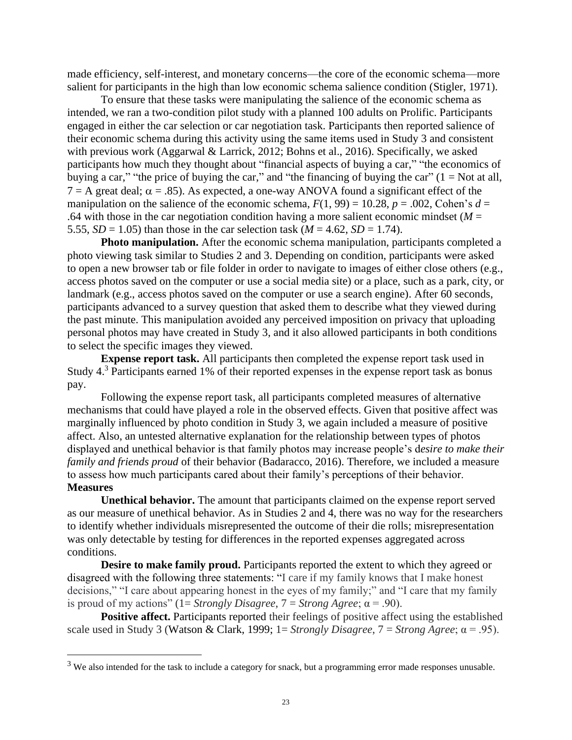made efficiency, self-interest, and monetary concerns—the core of the economic schema—more salient for participants in the high than low economic schema salience condition (Stigler, 1971).

To ensure that these tasks were manipulating the salience of the economic schema as intended, we ran a two-condition pilot study with a planned 100 adults on Prolific. Participants engaged in either the car selection or car negotiation task. Participants then reported salience of their economic schema during this activity using the same items used in Study 3 and consistent with previous work (Aggarwal & Larrick, 2012; Bohns et al., 2016). Specifically, we asked participants how much they thought about "financial aspects of buying a car," "the economics of buying a car," "the price of buying the car," and "the financing of buying the car" (1 = Not at all, 7 = A great deal; $\alpha = .85$). As expected, a one-way ANOVA found a significant effect of the manipulation on the salience of the economic schema, $F(1, 99) = 10.28$, $p = .002$, Cohen's $d = .64$ with those in the car negotiation condition having a more salient economic mindset ($M = 5.55$, $SD = 1.05$) than those in the car selection task ($M = 4.62$, $SD = 1.74$).

**Photo manipulation.** After the economic schema manipulation, participants completed a photo viewing task similar to Studies 2 and 3. Depending on condition, participants were asked to open a new browser tab or file folder in order to navigate to images of either close others (e.g., access photos saved on the computer or use a social media site) or a place, such as a park, city, or landmark (e.g., access photos saved on the computer or use a search engine). After 60 seconds, participants advanced to a survey question that asked them to describe what they viewed during the past minute. This manipulation avoided any perceived imposition on privacy that uploading personal photos may have created in Study 3, and it also allowed participants in both conditions to select the specific images they viewed.

**Expense report task.** All participants then completed the expense report task used in Study 4.[3] Participants earned 1% of their reported expenses in the expense report task as bonus pay.

Following the expense report task, all participants completed measures of alternative mechanisms that could have played a role in the observed effects. Given that positive affect was marginally influenced by photo condition in Study 3, we again included a measure of positive affect. Also, an untested alternative explanation for the relationship between types of photos displayed and unethical behavior is that family photos may increase people's d*esire to make their family and friends proud* of their behavior (Badaracco, 2016). Therefore, we included a measure to assess how much participants cared about their family's perceptions of their behavior.

**Measures**

**Unethical behavior.** The amount that participants claimed on the expense report served as our measure of unethical behavior. As in Studies 2 and 4, there was no way for the researchers to identify whether individuals misrepresented the outcome of their die rolls; misrepresentation was only detectable by testing for differences in the reported expenses aggregated across conditions.

**Desire to make family proud.** Participants reported the extent to which they agreed or disagreed with the following three statements: "I care if my family knows that I make honest decisions," "I care about appearing honest in the eyes of my family;" and "I care that my family is proud of my actions" (1= *Strongly Disagree*, 7 = *Strong Agree*; $\alpha = .90$).

**Positive affect.** Participants reported their feelings of positive affect using the established scale used in Study 3 (Watson & Clark, 1999; 1= *Strongly Disagree*, 7 = *Strong Agree*; $\alpha = .95$).

[3] We also intended for the task to include a category for snack, but a programming error made responses unusable.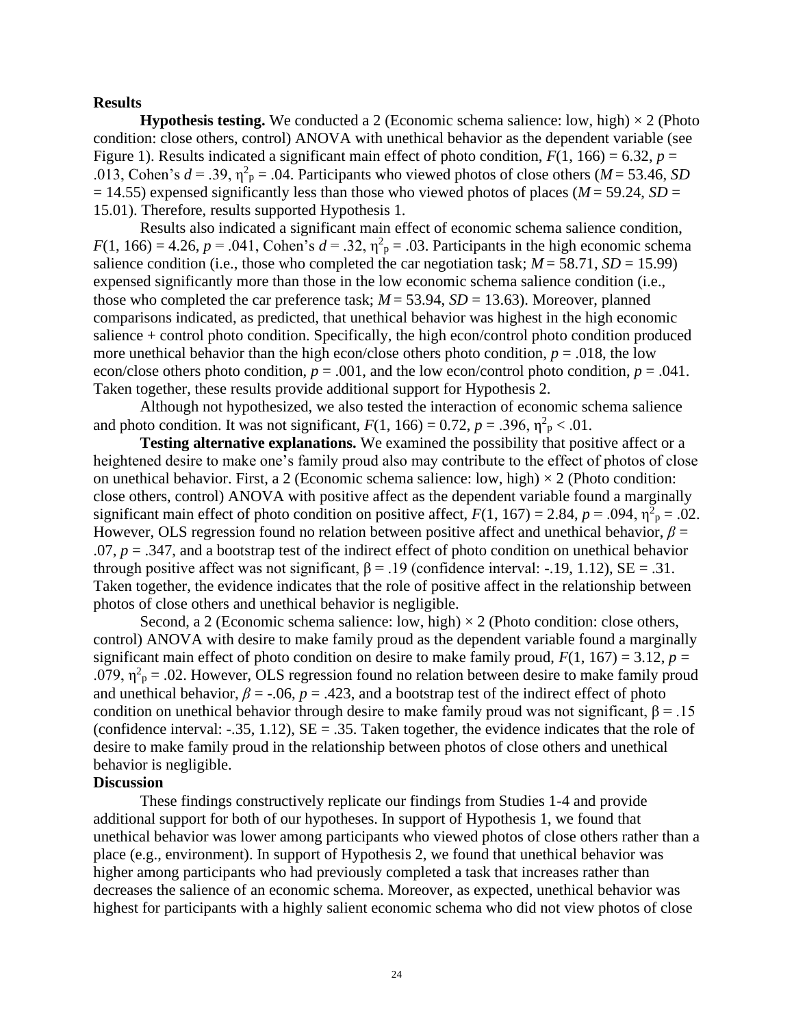## Results

**Hypothesis testing.** We conducted a 2 (Economic schema salience: low, high) × 2 (Photo condition: close others, control) ANOVA with unethical behavior as the dependent variable (see Figure 1). Results indicated a significant main effect of photo condition, $F(1, 166) = 6.32$, $p = .013$, Cohen's $d = .39$, $\eta^2_p = .04$. Participants who viewed photos of close others ($M = 53.46$, $SD = 14.55$) expensed significantly less than those who viewed photos of places ($M = 59.24$, $SD = 15.01$). Therefore, results supported Hypothesis 1.

Results also indicated a significant main effect of economic schema salience condition, $F(1, 166) = 4.26$, $p = .041$, Cohen's $d = .32$, $\eta^2_p = .03$. Participants in the high economic schema salience condition (i.e., those who completed the car negotiation task; $M = 58.71$, $SD = 15.99$) expensed significantly more than those in the low economic schema salience condition (i.e., those who completed the car preference task; $M = 53.94$, $SD = 13.63$). Moreover, planned comparisons indicated, as predicted, that unethical behavior was highest in the high economic salience + control photo condition. Specifically, the high econ/control photo condition produced more unethical behavior than the high econ/close others photo condition, $p = .018$, the low econ/close others photo condition, $p = .001$, and the low econ/control photo condition, $p = .041$. Taken together, these results provide additional support for Hypothesis 2.

Although not hypothesized, we also tested the interaction of economic schema salience and photo condition. It was not significant, $F(1, 166) = 0.72$, $p = .396$, $\eta^2_p < .01$.

**Testing alternative explanations.** We examined the possibility that positive affect or a heightened desire to make one's family proud also may contribute to the effect of photos of close on unethical behavior. First, a 2 (Economic schema salience: low, high) × 2 (Photo condition: close others, control) ANOVA with positive affect as the dependent variable found a marginally significant main effect of photo condition on positive affect, $F(1, 167) = 2.84$, $p = .094$, $\eta^2_p = .02$. However, OLS regression found no relation between positive affect and unethical behavior, $\beta = .07$, $p = .347$, and a bootstrap test of the indirect effect of photo condition on unethical behavior through positive affect was not significant, $\beta = .19$ (confidence interval: -.19, 1.12), SE = .31. Taken together, the evidence indicates that the role of positive affect in the relationship between photos of close others and unethical behavior is negligible.

Second, a 2 (Economic schema salience: low, high) × 2 (Photo condition: close others, control) ANOVA with desire to make family proud as the dependent variable found a marginally significant main effect of photo condition on desire to make family proud, $F(1, 167) = 3.12$, $p = .079$, $\eta^2_p = .02$. However, OLS regression found no relation between desire to make family proud and unethical behavior, $\beta = -.06$, $p = .423$, and a bootstrap test of the indirect effect of photo condition on unethical behavior through desire to make family proud was not significant, $\beta = .15$ (confidence interval: -.35, 1.12), SE = .35. Taken together, the evidence indicates that the role of desire to make family proud in the relationship between photos of close others and unethical behavior is negligible.

## Discussion

These findings constructively replicate our findings from Studies 1-4 and provide additional support for both of our hypotheses. In support of Hypothesis 1, we found that unethical behavior was lower among participants who viewed photos of close others rather than a place (e.g., environment). In support of Hypothesis 2, we found that unethical behavior was higher among participants who had previously completed a task that increases rather than decreases the salience of an economic schema. Moreover, as expected, unethical behavior was highest for participants with a highly salient economic schema who did not view photos of close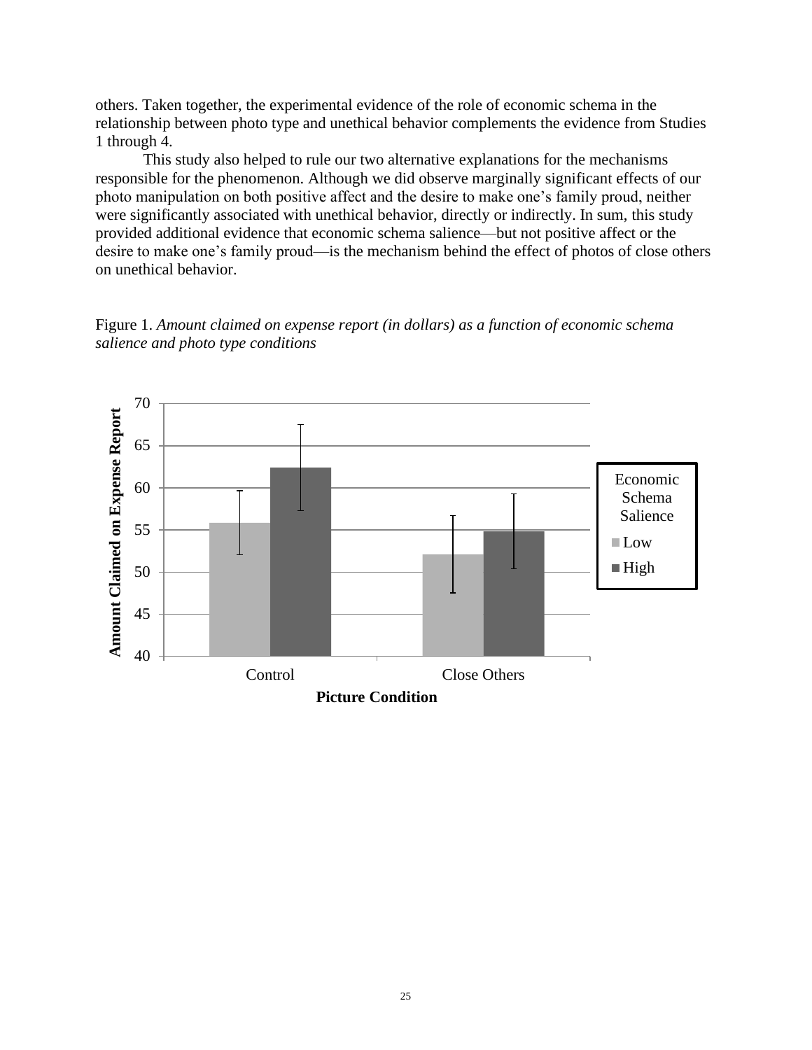others. Taken together, the experimental evidence of the role of economic schema in the relationship between photo type and unethical behavior complements the evidence from Studies 1 through 4.

This study also helped to rule our two alternative explanations for the mechanisms responsible for the phenomenon. Although we did observe marginally significant effects of our photo manipulation on both positive affect and the desire to make one's family proud, neither were significantly associated with unethical behavior, directly or indirectly. In sum, this study provided additional evidence that economic schema salience—but not positive affect or the desire to make one's family proud—is the mechanism behind the effect of photos of close others on unethical behavior.

Figure 1. *Amount claimed on expense report (in dollars) as a function of economic schema salience and photo type conditions*

Amount Claimed on Expense Report

70
65
60
55
50
45
40

Control
Close Others

Picture Condition

Economic Schema Salience
Low
High